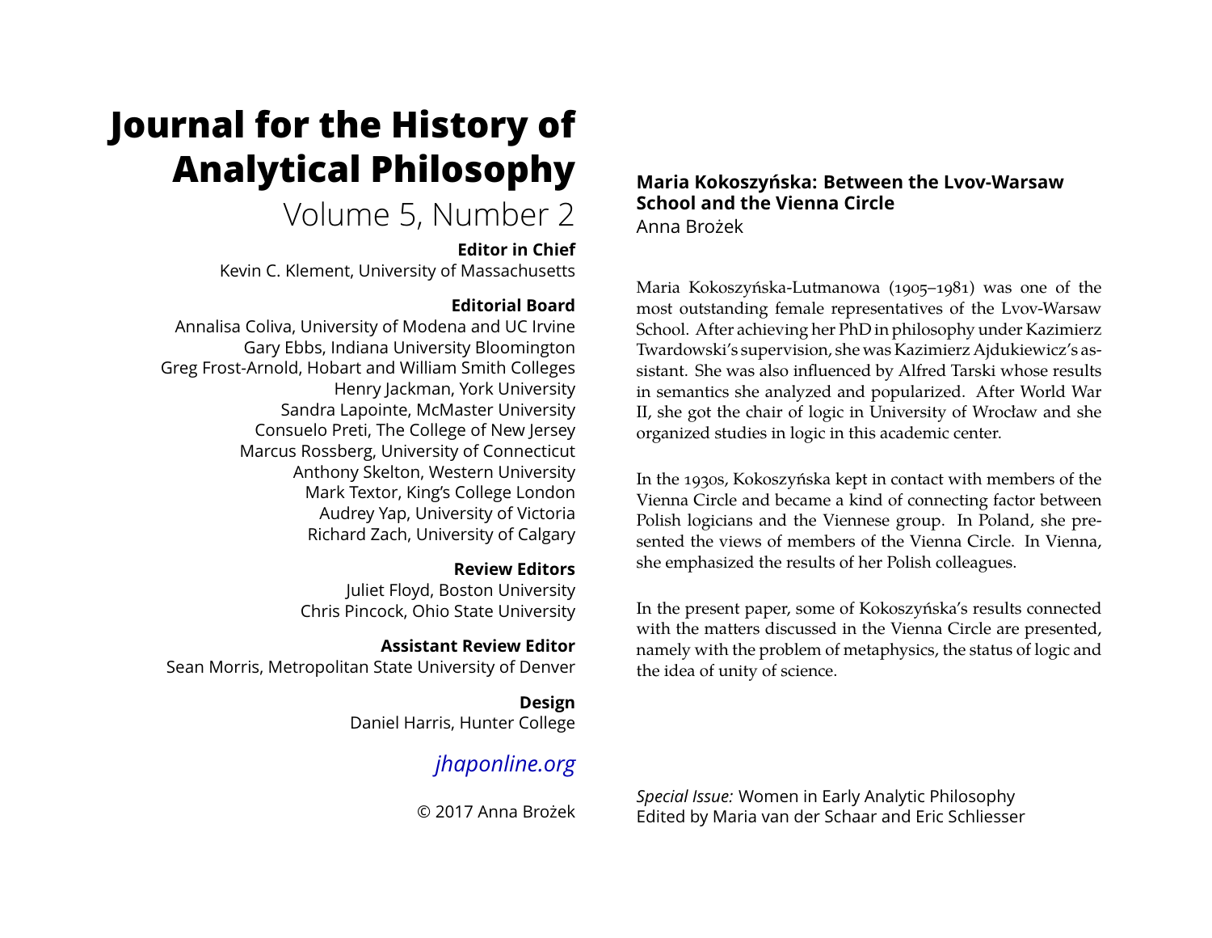# Journal for the History of Analytical Philosophy

Volume 5, Number 2

**Editor in Chief**
Kevin C. Klement, University of Massachusetts

**Editorial Board**
Annalisa Coliva, University of Modena and UC Irvine
Gary Ebbs, Indiana University Bloomington
Greg Frost-Arnold, Hobart and William Smith Colleges
Henry Jackman, York University
Sandra Lapointe, McMaster University
Consuelo Preti, The College of New Jersey
Marcus Rossberg, University of Connecticut
Anthony Skelton, Western University
Mark Textor, King's College London
Audrey Yap, University of Victoria
Richard Zach, University of Calgary

**Review Editors**
Juliet Floyd, Boston University
Chris Pincock, Ohio State University

**Assistant Review Editor**
Sean Morris, Metropolitan State University of Denver

**Design**
Daniel Harris, Hunter College

*jhaponline.org*

© 2017 Anna Brożek

## Maria Kokoszyńska: Between the Lvov-Warsaw School and the Vienna Circle

Anna Brożek

Maria Kokoszyńska-Lutmanowa (1905–1981) was one of the most outstanding female representatives of the Lvov-Warsaw School. After achieving her PhD in philosophy under Kazimierz Twardowski's supervision, she was Kazimierz Ajdukiewicz's assistant. She was also influenced by Alfred Tarski whose results in semantics she analyzed and popularized. After World War II, she got the chair of logic in University of Wrocław and she organized studies in logic in this academic center.

In the 1930s, Kokoszyńska kept in contact with members of the Vienna Circle and became a kind of connecting factor between Polish logicians and the Viennese group. In Poland, she presented the views of members of the Vienna Circle. In Vienna, she emphasized the results of her Polish colleagues.

In the present paper, some of Kokoszyńska's results connected with the matters discussed in the Vienna Circle are presented, namely with the problem of metaphysics, the status of logic and the idea of unity of science.

*Special Issue:* Women in Early Analytic Philosophy
Edited by Maria van der Schaar and Eric Schliesser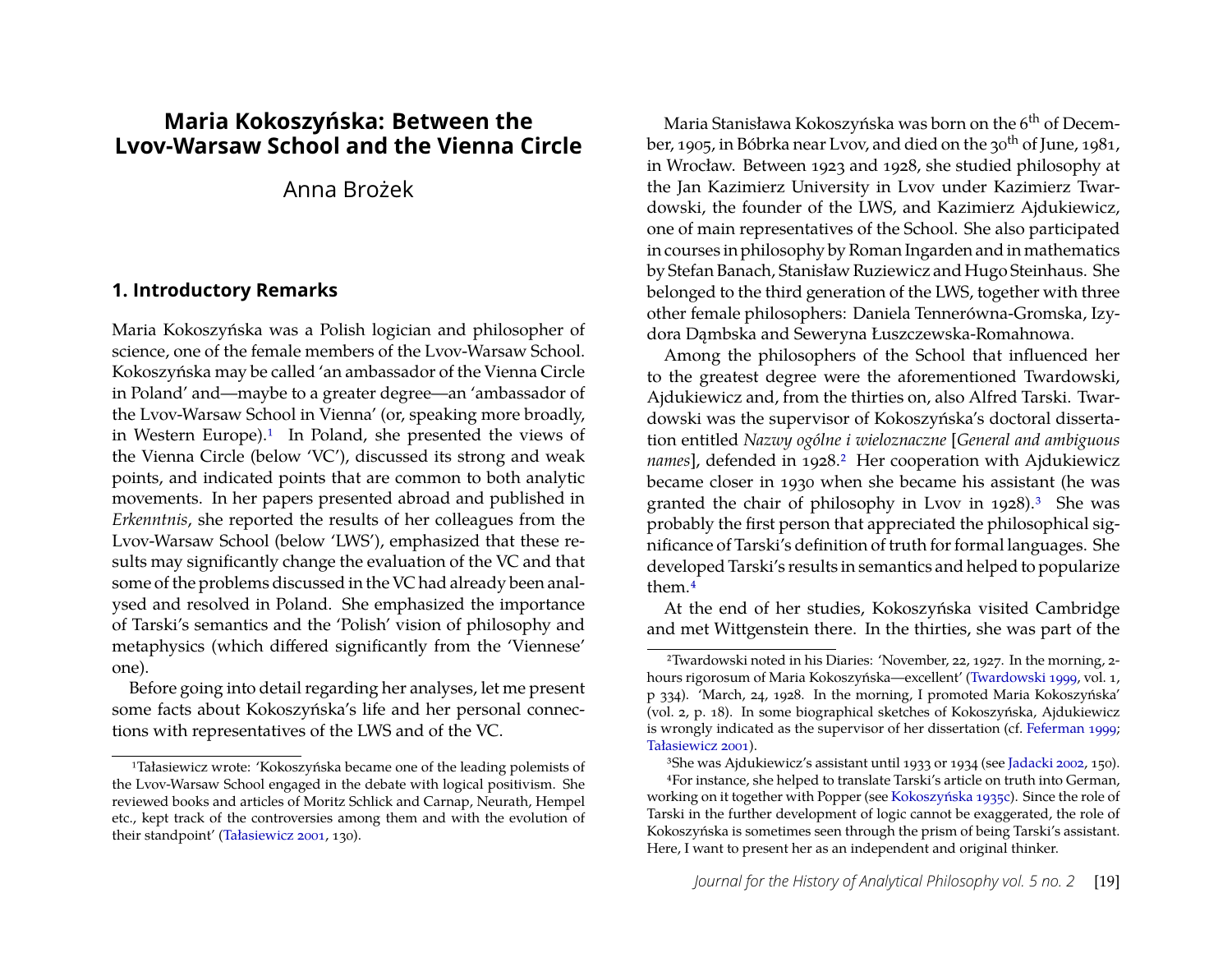# Maria Kokoszyńska: Between the Lvov-Warsaw School and the Vienna Circle

Anna Brożek

## 1. Introductory Remarks

Maria Kokoszyńska was a Polish logician and philosopher of science, one of the female members of the Lvov-Warsaw School. Kokoszyńska may be called 'an ambassador of the Vienna Circle in Poland' and—maybe to a greater degree—an 'ambassador of the Lvov-Warsaw School in Vienna' (or, speaking more broadly, in Western Europe).[1] In Poland, she presented the views of the Vienna Circle (below 'VC'), discussed its strong and weak points, and indicated points that are common to both analytic movements. In her papers presented abroad and published in *Erkenntnis*, she reported the results of her colleagues from the Lvov-Warsaw School (below 'LWS'), emphasized that these results may significantly change the evaluation of the VC and that some of the problems discussed in the VC had already been analysed and resolved in Poland. She emphasized the importance of Tarski's semantics and the 'Polish' vision of philosophy and metaphysics (which differed significantly from the 'Viennese' one).

Before going into detail regarding her analyses, let me present some facts about Kokoszyńska's life and her personal connections with representatives of the LWS and of the VC.

Maria Stanisława Kokoszyńska was born on the 6th of December, 1905, in Bóbrka near Lvov, and died on the 30th of June, 1981, in Wrocław. Between 1923 and 1928, she studied philosophy at the Jan Kazimierz University in Lvov under Kazimierz Twardowski, the founder of the LWS, and Kazimierz Ajdukiewicz, one of main representatives of the School. She also participated in courses in philosophy by Roman Ingarden and in mathematics by Stefan Banach, Stanisław Ruziewicz and Hugo Steinhaus. She belonged to the third generation of the LWS, together with three other female philosophers: Daniela Tennerówna-Gromska, Izydora Dąmbska and Seweryna Łuszczewska-Romahnowa.

Among the philosophers of the School that influenced her to the greatest degree were the aforementioned Twardowski, Ajdukiewicz and, from the thirties on, also Alfred Tarski. Twardowski was the supervisor of Kokoszyńska's doctoral dissertation entitled *Nazwy ogólne i wieloznaczne* [*General and ambiguous names*], defended in 1928.[2] Her cooperation with Ajdukiewicz became closer in 1930 when she became his assistant (he was granted the chair of philosophy in Lvov in 1928).[3] She was probably the first person that appreciated the philosophical significance of Tarski's definition of truth for formal languages. She developed Tarski's results in semantics and helped to popularize them.[4]

At the end of her studies, Kokoszyńska visited Cambridge and met Wittgenstein there. In the thirties, she was part of the

---

[1] Tałasiewicz wrote: 'Kokoszyńska became one of the leading polemists of the Lvov-Warsaw School engaged in the debate with logical positivism. She reviewed books and articles of Moritz Schlick and Carnap, Neurath, Hempel etc., kept track of the controversies among them and with the evolution of their standpoint' (Tałasiewicz 2001, 130).

[2] Twardowski noted in his Diaries: 'November, 22, 1927. In the morning, 2-hours rigorosum of Maria Kokoszyńska—excellent' (Twardowski 1999, vol. 1, p 334). 'March, 24, 1928. In the morning, I promoted Maria Kokoszyńska' (vol. 2, p. 18). In some biographical sketches of Kokoszyńska, Ajdukiewicz is wrongly indicated as the supervisor of her dissertation (cf. Feferman 1999; Tałasiewicz 2001).

[3] She was Ajdukiewicz's assistant until 1933 or 1934 (see Jadacki 2002, 150).

[4] For instance, she helped to translate Tarski's article on truth into German, working on it together with Popper (see Kokoszyńska 1935c). Since the role of Tarski in the further development of logic cannot be exaggerated, the role of Kokoszyńska is sometimes seen through the prism of being Tarski's assistant. Here, I want to present her as an independent and original thinker.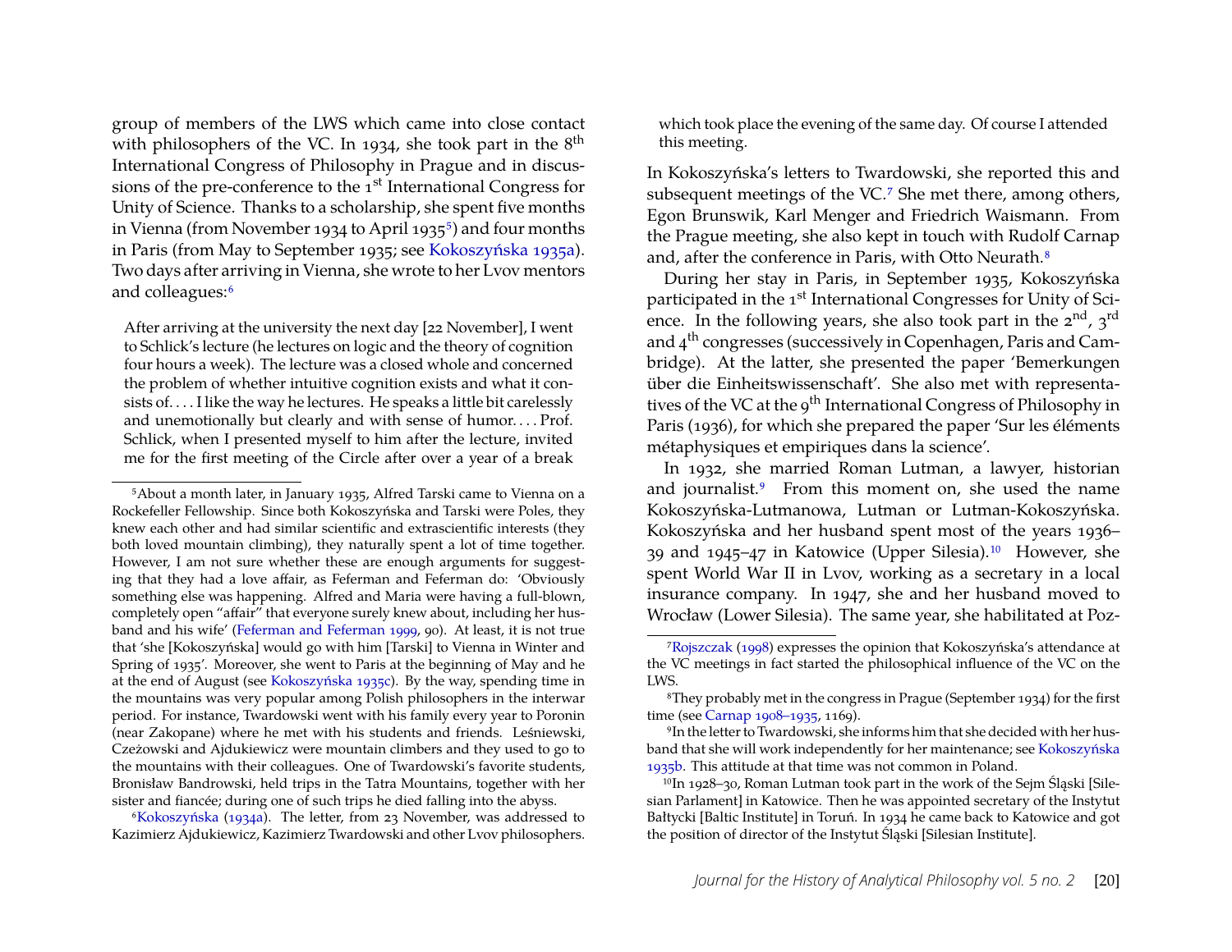group of members of the LWS which came into close contact with philosophers of the VC. In 1934, she took part in the 8th International Congress of Philosophy in Prague and in discussions of the pre-conference to the 1st International Congress for Unity of Science. Thanks to a scholarship, she spent five months in Vienna (from November 1934 to April 1935[5]) and four months in Paris (from May to September 1935; see Kokoszyńska 1935a). Two days after arriving in Vienna, she wrote to her Lvov mentors and colleagues:[6]

> After arriving at the university the next day [22 November], I went to Schlick's lecture (he lectures on logic and the theory of cognition four hours a week). The lecture was a closed whole and concerned the problem of whether intuitive cognition exists and what it consists of. . . . I like the way he lectures. He speaks a little bit carelessly and unemotionally but clearly and with sense of humor. . . . Prof. Schlick, when I presented myself to him after the lecture, invited me for the first meeting of the Circle after over a year of a break which took place the evening of the same day. Of course I attended this meeting.

In Kokoszyńska's letters to Twardowski, she reported this and subsequent meetings of the VC.[7] She met there, among others, Egon Brunswik, Karl Menger and Friedrich Waismann. From the Prague meeting, she also kept in touch with Rudolf Carnap and, after the conference in Paris, with Otto Neurath.[8]

During her stay in Paris, in September 1935, Kokoszyńska participated in the 1st International Congresses for Unity of Science. In the following years, she also took part in the 2nd, 3rd and 4th congresses (successively in Copenhagen, Paris and Cambridge). At the latter, she presented the paper 'Bemerkungen über die Einheitswissenschaft'. She also met with representatives of the VC at the 9th International Congress of Philosophy in Paris (1936), for which she prepared the paper 'Sur les éléments métaphysiques et empiriques dans la science'.

In 1932, she married Roman Lutman, a lawyer, historian and journalist.[9] From this moment on, she used the name Kokoszyńska-Lutmanowa, Lutman or Lutman-Kokoszyńska. Kokoszyńska and her husband spent most of the years 1936–39 and 1945–47 in Katowice (Upper Silesia).[10] However, she spent World War II in Lvov, working as a secretary in a local insurance company. In 1947, she and her husband moved to Wrocław (Lower Silesia). The same year, she habilitated at Poz-

---

[5] About a month later, in January 1935, Alfred Tarski came to Vienna on a Rockefeller Fellowship. Since both Kokoszyńska and Tarski were Poles, they knew each other and had similar scientific and extrascientific interests (they both loved mountain climbing), they naturally spent a lot of time together. However, I am not sure whether these are enough arguments for suggesting that they had a love affair, as Feferman and Feferman do: 'Obviously something else was happening. Alfred and Maria were having a full-blown, completely open "affair" that everyone surely knew about, including her husband and his wife' (Feferman and Feferman 1999, 90). At least, it is not true that 'she [Kokoszyńska] would go with him [Tarski] to Vienna in Winter and Spring of 1935'. Moreover, she went to Paris at the beginning of May and he at the end of August (see Kokoszyńska 1935c). By the way, spending time in the mountains was very popular among Polish philosophers in the interwar period. For instance, Twardowski went with his family every year to Poronin (near Zakopane) where he met with his students and friends. Leśniewski, Czeżowski and Ajdukiewicz were mountain climbers and they used to go to the mountains with their colleagues. One of Twardowski's favorite students, Bronisław Bandrowski, held trips in the Tatra Mountains, together with her sister and fiancée; during one of such trips he died falling into the abyss.

[6] Kokoszyńska (1934a). The letter, from 23 November, was addressed to Kazimierz Ajdukiewicz, Kazimierz Twardowski and other Lvov philosophers.

[7] Rojszczak (1998) expresses the opinion that Kokoszyńska's attendance at the VC meetings in fact started the philosophical influence of the VC on the LWS.

[8] They probably met in the congress in Prague (September 1934) for the first time (see Carnap 1908–1935, 1169).

[9] In the letter to Twardowski, she informs him that she decided with her husband that she will work independently for her maintenance; see Kokoszyńska 1935b. This attitude at that time was not common in Poland.

[10] In 1928–30, Roman Lutman took part in the work of the Sejm Śląski [Silesian Parlament] in Katowice. Then he was appointed secretary of the Instytut Bałtycki [Baltic Institute] in Toruń. In 1934 he came back to Katowice and got the position of director of the Instytut Śląski [Silesian Institute].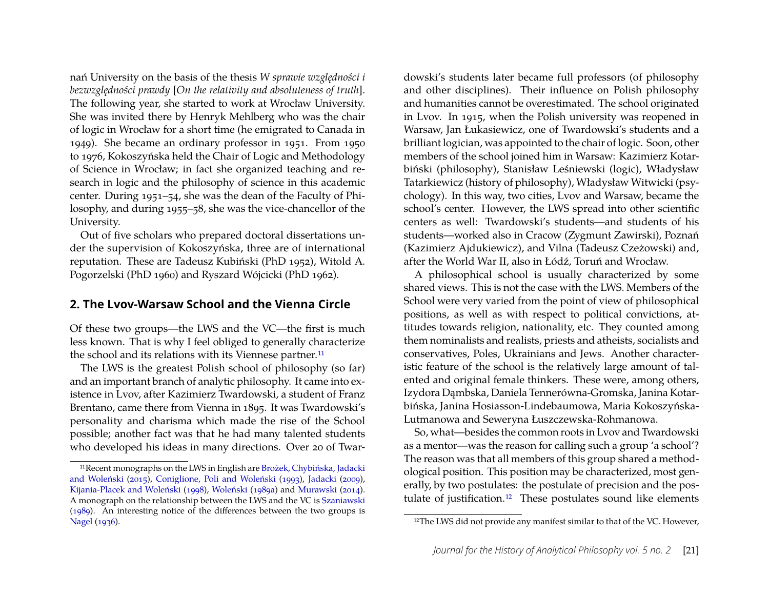nań University on the basis of the thesis *W sprawie względności i bezwzględności prawdy* [*On the relativity and absoluteness of truth*]. The following year, she started to work at Wrocław University. She was invited there by Henryk Mehlberg who was the chair of logic in Wrocław for a short time (he emigrated to Canada in 1949). She became an ordinary professor in 1951. From 1950 to 1976, Kokoszyńska held the Chair of Logic and Methodology of Science in Wrocław; in fact she organized teaching and research in logic and the philosophy of science in this academic center. During 1951–54, she was the dean of the Faculty of Philosophy, and during 1955–58, she was the vice-chancellor of the University.

Out of five scholars who prepared doctoral dissertations under the supervision of Kokoszyńska, three are of international reputation. These are Tadeusz Kubiński (PhD 1952), Witold A. Pogorzelski (PhD 1960) and Ryszard Wójcicki (PhD 1962).

## 2. The Lvov-Warsaw School and the Vienna Circle

Of these two groups—the LWS and the VC—the first is much less known. That is why I feel obliged to generally characterize the school and its relations with its Viennese partner.[11]

The LWS is the greatest Polish school of philosophy (so far) and an important branch of analytic philosophy. It came into existence in Lvov, after Kazimierz Twardowski, a student of Franz Brentano, came there from Vienna in 1895. It was Twardowski's personality and charisma which made the rise of the School possible; another fact was that he had many talented students who developed his ideas in many directions. Over 20 of Twardowski's students later became full professors (of philosophy and other disciplines). Their influence on Polish philosophy and humanities cannot be overestimated. The school originated in Lvov. In 1915, when the Polish university was reopened in Warsaw, Jan Łukasiewicz, one of Twardowski's students and a brilliant logician, was appointed to the chair of logic. Soon, other members of the school joined him in Warsaw: Kazimierz Kotarbiński (philosophy), Stanisław Leśniewski (logic), Władysław Tatarkiewicz (history of philosophy), Władysław Witwicki (psychology). In this way, two cities, Lvov and Warsaw, became the school's center. However, the LWS spread into other scientific centers as well: Twardowski's students—and students of his students—worked also in Cracow (Zygmunt Zawirski), Poznań (Kazimierz Ajdukiewicz), and Vilna (Tadeusz Czeżowski) and, after the World War II, also in Łódź, Toruń and Wrocław.

A philosophical school is usually characterized by some shared views. This is not the case with the LWS. Members of the School were very varied from the point of view of philosophical positions, as well as with respect to political convictions, attitudes towards religion, nationality, etc. They counted among them nominalists and realists, priests and atheists, socialists and conservatives, Poles, Ukrainians and Jews. Another characteristic feature of the school is the relatively large amount of talented and original female thinkers. These were, among others, Izydora Dąmbska, Daniela Tennerówna-Gromska, Janina Kotarbińska, Janina Hosiasson-Lindebaumowa, Maria Kokoszyńska-Lutmanowa and Seweryna Łuszczewska-Rohmanowa.

So, what—besides the common roots in Lvov and Twardowski as a mentor—was the reason for calling such a group 'a school'? The reason was that all members of this group shared a methodological position. This position may be characterized, most generally, by two postulates: the postulate of precision and the postulate of justification.[12] These postulates sound like elements

[11] Recent monographs on the LWS in English are Brożek, Chybińska, Jadacki and Woleński (2015), Coniglione, Poli and Woleński (1993), Jadacki (2009), Kijania-Placek and Woleński (1998), Woleński (1989a) and Murawski (2014). A monograph on the relationship between the LWS and the VC is Szaniawski (1989). An interesting notice of the differences between the two groups is Nagel (1936).

[12] The LWS did not provide any manifest similar to that of the VC. However,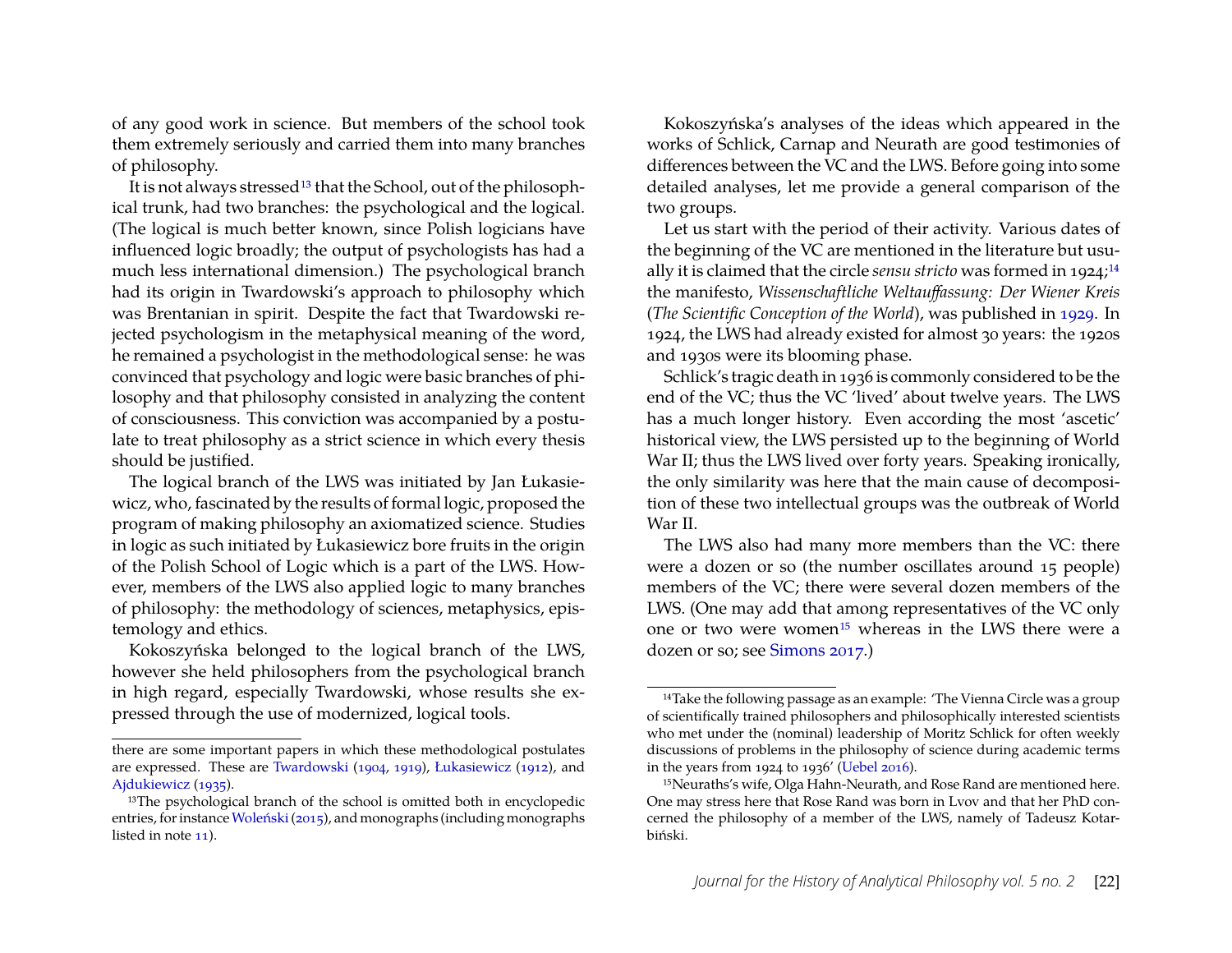of any good work in science. But members of the school took them extremely seriously and carried them into many branches of philosophy.

It is not always stressed[13] that the School, out of the philosophical trunk, had two branches: the psychological and the logical. (The logical is much better known, since Polish logicians have influenced logic broadly; the output of psychologists has had a much less international dimension.) The psychological branch had its origin in Twardowski's approach to philosophy which was Brentanian in spirit. Despite the fact that Twardowski rejected psychologism in the metaphysical meaning of the word, he remained a psychologist in the methodological sense: he was convinced that psychology and logic were basic branches of philosophy and that philosophy consisted in analyzing the content of consciousness. This conviction was accompanied by a postulate to treat philosophy as a strict science in which every thesis should be justified.

The logical branch of the LWS was initiated by Jan Łukasiewicz, who, fascinated by the results of formal logic, proposed the program of making philosophy an axiomatized science. Studies in logic as such initiated by Łukasiewicz bore fruits in the origin of the Polish School of Logic which is a part of the LWS. However, members of the LWS also applied logic to many branches of philosophy: the methodology of sciences, metaphysics, epistemology and ethics.

Kokoszyńska belonged to the logical branch of the LWS, however she held philosophers from the psychological branch in high regard, especially Twardowski, whose results she expressed through the use of modernized, logical tools.

there are some important papers in which these methodological postulates are expressed. These are Twardowski (1904, 1919), Łukasiewicz (1912), and Ajdukiewicz (1935).

[13] The psychological branch of the school is omitted both in encyclopedic entries, for instance Woleński (2015), and monographs (including monographs listed in note 11).

Kokoszyńska's analyses of the ideas which appeared in the works of Schlick, Carnap and Neurath are good testimonies of differences between the VC and the LWS. Before going into some detailed analyses, let me provide a general comparison of the two groups.

Let us start with the period of their activity. Various dates of the beginning of the VC are mentioned in the literature but usually it is claimed that the circle *sensu stricto* was formed in 1924;[14] the manifesto, *Wissenschaftliche Weltauffassung: Der Wiener Kreis* (*The Scientific Conception of the World*), was published in 1929. In 1924, the LWS had already existed for almost 30 years: the 1920s and 1930s were its blooming phase.

Schlick's tragic death in 1936 is commonly considered to be the end of the VC; thus the VC 'lived' about twelve years. The LWS has a much longer history. Even according the most 'ascetic' historical view, the LWS persisted up to the beginning of World War II; thus the LWS lived over forty years. Speaking ironically, the only similarity was here that the main cause of decomposition of these two intellectual groups was the outbreak of World War II.

The LWS also had many more members than the VC: there were a dozen or so (the number oscillates around 15 people) members of the VC; there were several dozen members of the LWS. (One may add that among representatives of the VC only one or two were women[15] whereas in the LWS there were a dozen or so; see Simons 2017.)

[14] Take the following passage as an example: 'The Vienna Circle was a group of scientifically trained philosophers and philosophically interested scientists who met under the (nominal) leadership of Moritz Schlick for often weekly discussions of problems in the philosophy of science during academic terms in the years from 1924 to 1936' (Uebel 2016).

[15] Neuraths's wife, Olga Hahn-Neurath, and Rose Rand are mentioned here. One may stress here that Rose Rand was born in Lvov and that her PhD concerned the philosophy of a member of the LWS, namely of Tadeusz Kotarbiński.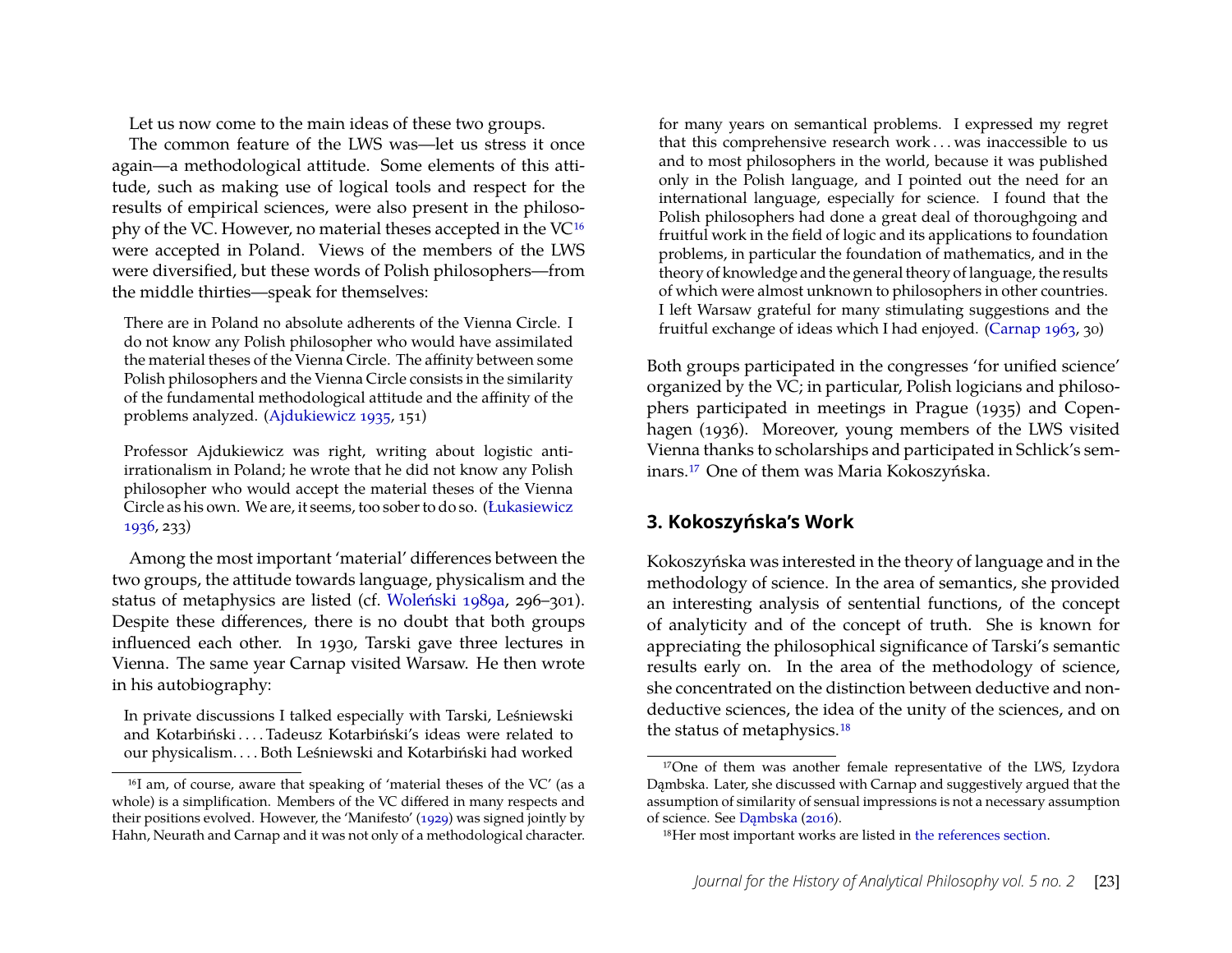Let us now come to the main ideas of these two groups.

The common feature of the LWS was—let us stress it once again—a methodological attitude. Some elements of this attitude, such as making use of logical tools and respect for the results of empirical sciences, were also present in the philosophy of the VC. However, no material theses accepted in the VC[16] were accepted in Poland. Views of the members of the LWS were diversified, but these words of Polish philosophers—from the middle thirties—speak for themselves:

> There are in Poland no absolute adherents of the Vienna Circle. I do not know any Polish philosopher who would have assimilated the material theses of the Vienna Circle. The affinity between some Polish philosophers and the Vienna Circle consists in the similarity of the fundamental methodological attitude and the affinity of the problems analyzed. (Ajdukiewicz 1935, 151)

> Professor Ajdukiewicz was right, writing about logistic anti-irrationalism in Poland; he wrote that he did not know any Polish philosopher who would accept the material theses of the Vienna Circle as his own. We are, it seems, too sober to do so. (Łukasiewicz 1936, 233)

Among the most important 'material' differences between the two groups, the attitude towards language, physicalism and the status of metaphysics are listed (cf. Woleński 1989a, 296–301). Despite these differences, there is no doubt that both groups influenced each other. In 1930, Tarski gave three lectures in Vienna. The same year Carnap visited Warsaw. He then wrote in his autobiography:

> In private discussions I talked especially with Tarski, Leśniewski and Kotarbiński . . . . Tadeusz Kotarbiński's ideas were related to our physicalism. . . . Both Leśniewski and Kotarbiński had worked for many years on semantical problems. I expressed my regret that this comprehensive research work . . . was inaccessible to us and to most philosophers in the world, because it was published only in the Polish language, and I pointed out the need for an international language, especially for science. I found that the Polish philosophers had done a great deal of thoroughgoing and fruitful work in the field of logic and its applications to foundation problems, in particular the foundation of mathematics, and in the theory of knowledge and the general theory of language, the results of which were almost unknown to philosophers in other countries. I left Warsaw grateful for many stimulating suggestions and the fruitful exchange of ideas which I had enjoyed. (Carnap 1963, 30)

Both groups participated in the congresses 'for unified science' organized by the VC; in particular, Polish logicians and philosophers participated in meetings in Prague (1935) and Copenhagen (1936). Moreover, young members of the LWS visited Vienna thanks to scholarships and participated in Schlick's seminars.[17] One of them was Maria Kokoszyńska.

## 3. Kokoszyńska's Work

Kokoszyńska was interested in the theory of language and in the methodology of science. In the area of semantics, she provided an interesting analysis of sentential functions, of the concept of analyticity and of the concept of truth. She is known for appreciating the philosophical significance of Tarski's semantic results early on. In the area of the methodology of science, she concentrated on the distinction between deductive and non-deductive sciences, the idea of the unity of the sciences, and on the status of metaphysics.[18]

---

[16] I am, of course, aware that speaking of 'material theses of the VC' (as a whole) is a simplification. Members of the VC differed in many respects and their positions evolved. However, the 'Manifesto' (1929) was signed jointly by Hahn, Neurath and Carnap and it was not only of a methodological character.

[17] One of them was another female representative of the LWS, Izydora Dąmbska. Later, she discussed with Carnap and suggestively argued that the assumption of similarity of sensual impressions is not a necessary assumption of science. See Dąmbska (2016).

[18] Her most important works are listed in the references section.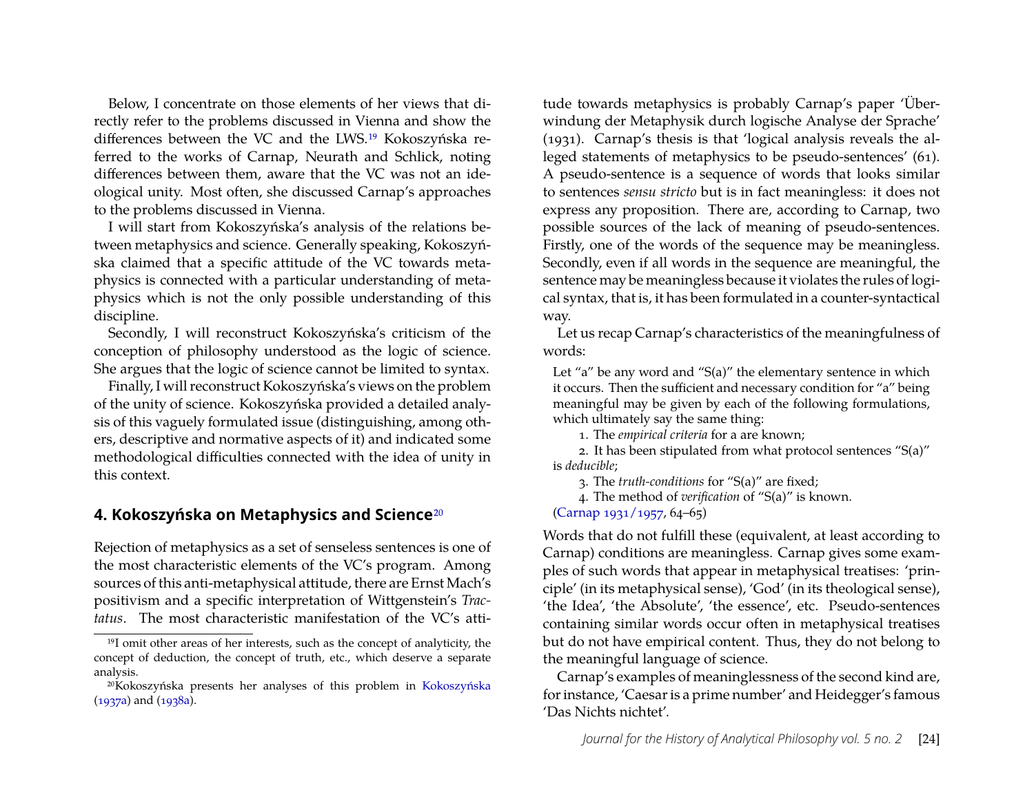Below, I concentrate on those elements of her views that directly refer to the problems discussed in Vienna and show the differences between the VC and the LWS.[19] Kokoszyńska referred to the works of Carnap, Neurath and Schlick, noting differences between them, aware that the VC was not an ideological unity. Most often, she discussed Carnap's approaches to the problems discussed in Vienna.

I will start from Kokoszyńska's analysis of the relations between metaphysics and science. Generally speaking, Kokoszyńska claimed that a specific attitude of the VC towards metaphysics is connected with a particular understanding of metaphysics which is not the only possible understanding of this discipline.

Secondly, I will reconstruct Kokoszyńska's criticism of the conception of philosophy understood as the logic of science. She argues that the logic of science cannot be limited to syntax.

Finally, I will reconstruct Kokoszyńska's views on the problem of the unity of science. Kokoszyńska provided a detailed analysis of this vaguely formulated issue (distinguishing, among others, descriptive and normative aspects of it) and indicated some methodological difficulties connected with the idea of unity in this context.

## 4. Kokoszyńska on Metaphysics and Science[20]

Rejection of metaphysics as a set of senseless sentences is one of the most characteristic elements of the VC's program. Among sources of this anti-metaphysical attitude, there are Ernst Mach's positivism and a specific interpretation of Wittgenstein's *Tractatus*. The most characteristic manifestation of the VC's attitude towards metaphysics is probably Carnap's paper 'Überwindung der Metaphysik durch logische Analyse der Sprache' (1931). Carnap's thesis is that 'logical analysis reveals the alleged statements of metaphysics to be pseudo-sentences' (61). A pseudo-sentence is a sequence of words that looks similar to sentences *sensu stricto* but is in fact meaningless: it does not express any proposition. There are, according to Carnap, two possible sources of the lack of meaning of pseudo-sentences. Firstly, one of the words of the sequence may be meaningless. Secondly, even if all words in the sequence are meaningful, the sentence may be meaningless because it violates the rules of logical syntax, that is, it has been formulated in a counter-syntactical way.

Let us recap Carnap's characteristics of the meaningfulness of words:

> Let "a" be any word and "S(a)" the elementary sentence in which it occurs. Then the sufficient and necessary condition for "a" being meaningful may be given by each of the following formulations, which ultimately say the same thing:
>
> 1. The *empirical criteria* for a are known;
> 2. It has been stipulated from what protocol sentences "S(a)" is *deducible*;
> 3. The *truth-conditions* for "S(a)" are fixed;
> 4. The method of *verification* of "S(a)" is known.
>
> (Carnap 1931/1957, 64–65)

Words that do not fulfill these (equivalent, at least according to Carnap) conditions are meaningless. Carnap gives some examples of such words that appear in metaphysical treatises: 'principle' (in its metaphysical sense), 'God' (in its theological sense), 'the Idea', 'the Absolute', 'the essence', etc. Pseudo-sentences containing similar words occur often in metaphysical treatises but do not have empirical content. Thus, they do not belong to the meaningful language of science.

Carnap's examples of meaninglessness of the second kind are, for instance, 'Caesar is a prime number' and Heidegger's famous 'Das Nichts nichtet'.

---

[19] I omit other areas of her interests, such as the concept of analyticity, the concept of deduction, the concept of truth, etc., which deserve a separate analysis.

[20] Kokoszyńska presents her analyses of this problem in Kokoszyńska (1937a) and (1938a).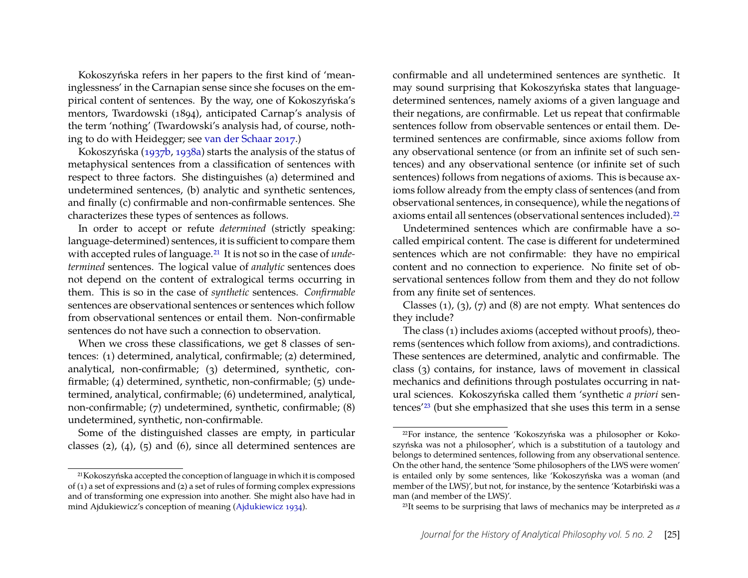Kokoszyńska refers in her papers to the first kind of 'meaninglessness' in the Carnapian sense since she focuses on the empirical content of sentences. By the way, one of Kokoszyńska's mentors, Twardowski (1894), anticipated Carnap's analysis of the term 'nothing' (Twardowski's analysis had, of course, nothing to do with Heidegger; see van der Schaar 2017.)

Kokoszyńska (1937b, 1938a) starts the analysis of the status of metaphysical sentences from a classification of sentences with respect to three factors. She distinguishes (a) determined and undetermined sentences, (b) analytic and synthetic sentences, and finally (c) confirmable and non-confirmable sentences. She characterizes these types of sentences as follows.

In order to accept or refute *determined* (strictly speaking: language-determined) sentences, it is sufficient to compare them with accepted rules of language.[21] It is not so in the case of *undetermined* sentences. The logical value of *analytic* sentences does not depend on the content of extralogical terms occurring in them. This is so in the case of *synthetic* sentences. *Confirmable* sentences are observational sentences or sentences which follow from observational sentences or entail them. Non-confirmable sentences do not have such a connection to observation.

When we cross these classifications, we get 8 classes of sentences: (1) determined, analytical, confirmable; (2) determined, analytical, non-confirmable; (3) determined, synthetic, confirmable; (4) determined, synthetic, non-confirmable; (5) undetermined, analytical, confirmable; (6) undetermined, analytical, non-confirmable; (7) undetermined, synthetic, confirmable; (8) undetermined, synthetic, non-confirmable.

Some of the distinguished classes are empty, in particular classes (2), (4), (5) and (6), since all determined sentences are confirmable and all undetermined sentences are synthetic. It may sound surprising that Kokoszyńska states that language-determined sentences, namely axioms of a given language and their negations, are confirmable. Let us repeat that confirmable sentences follow from observable sentences or entail them. Determined sentences are confirmable, since axioms follow from any observational sentence (or from an infinite set of such sentences) and any observational sentence (or infinite set of such sentences) follows from negations of axioms. This is because axioms follow already from the empty class of sentences (and from observational sentences, in consequence), while the negations of axioms entail all sentences (observational sentences included).[22]

Undetermined sentences which are confirmable have a so-called empirical content. The case is different for undetermined sentences which are not confirmable: they have no empirical content and no connection to experience. No finite set of observational sentences follow from them and they do not follow from any finite set of sentences.

Classes (1), (3), (7) and (8) are not empty. What sentences do they include?

The class (1) includes axioms (accepted without proofs), theorems (sentences which follow from axioms), and contradictions. These sentences are determined, analytic and confirmable. The class (3) contains, for instance, laws of movement in classical mechanics and definitions through postulates occurring in natural sciences. Kokoszyńska called them 'synthetic *a priori* sentences'[23] (but she emphasized that she uses this term in a sense

---

[21] Kokoszyńska accepted the conception of language in which it is composed of (1) a set of expressions and (2) a set of rules of forming complex expressions and of transforming one expression into another. She might also have had in mind Ajdukiewicz's conception of meaning (Ajdukiewicz 1934).

[22] For instance, the sentence 'Kokoszyńska was a philosopher or Kokoszyńska was not a philosopher', which is a substitution of a tautology and belongs to determined sentences, following from any observational sentence. On the other hand, the sentence 'Some philosophers of the LWS were women' is entailed only by some sentences, like 'Kokoszyńska was a woman (and member of the LWS)', but not, for instance, by the sentence 'Kotarbiński was a man (and member of the LWS)'.

[23] It seems to be surprising that laws of mechanics may be interpreted as *a*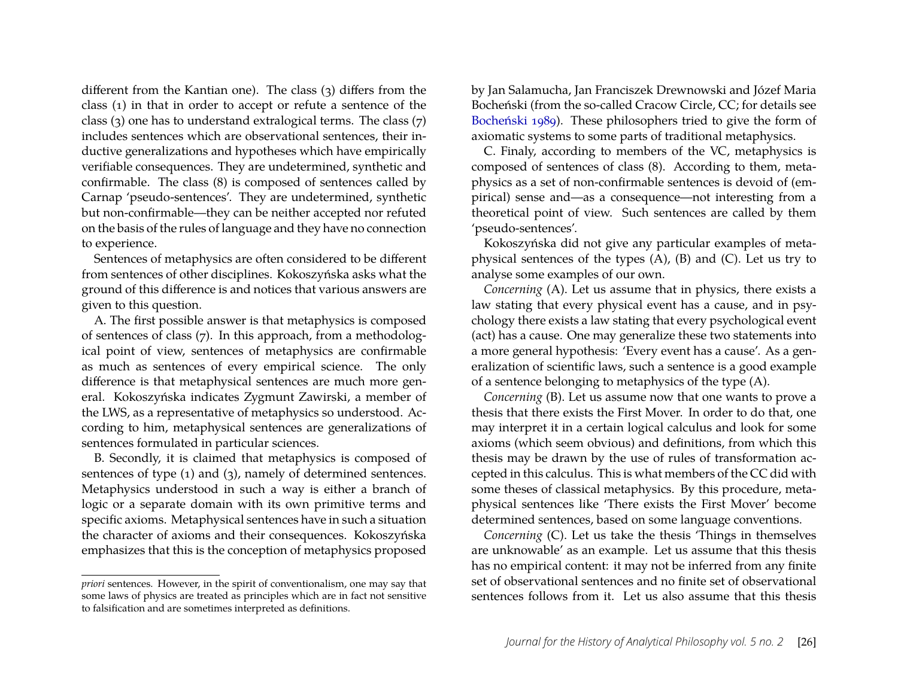different from the Kantian one). The class (3) differs from the class (1) in that in order to accept or refute a sentence of the class (3) one has to understand extralogical terms. The class (7) includes sentences which are observational sentences, their inductive generalizations and hypotheses which have empirically verifiable consequences. They are undetermined, synthetic and confirmable. The class (8) is composed of sentences called by Carnap 'pseudo-sentences'. They are undetermined, synthetic but non-confirmable—they can be neither accepted nor refuted on the basis of the rules of language and they have no connection to experience.

Sentences of metaphysics are often considered to be different from sentences of other disciplines. Kokoszyńska asks what the ground of this difference is and notices that various answers are given to this question.

A. The first possible answer is that metaphysics is composed of sentences of class (7). In this approach, from a methodological point of view, sentences of metaphysics are confirmable as much as sentences of every empirical science. The only difference is that metaphysical sentences are much more general. Kokoszyńska indicates Zygmunt Zawirski, a member of the LWS, as a representative of metaphysics so understood. According to him, metaphysical sentences are generalizations of sentences formulated in particular sciences.

B. Secondly, it is claimed that metaphysics is composed of sentences of type (1) and (3), namely of determined sentences. Metaphysics understood in such a way is either a branch of logic or a separate domain with its own primitive terms and specific axioms. Metaphysical sentences have in such a situation the character of axioms and their consequences. Kokoszyńska emphasizes that this is the conception of metaphysics proposed by Jan Salamucha, Jan Franciszek Drewnowski and Józef Maria Bocheński (from the so-called Cracow Circle, CC; for details see Bocheński 1989). These philosophers tried to give the form of axiomatic systems to some parts of traditional metaphysics.

C. Finaly, according to members of the VC, metaphysics is composed of sentences of class (8). According to them, metaphysics as a set of non-confirmable sentences is devoid of (empirical) sense and—as a consequence—not interesting from a theoretical point of view. Such sentences are called by them 'pseudo-sentences'.

Kokoszyńska did not give any particular examples of metaphysical sentences of the types (A), (B) and (C). Let us try to analyse some examples of our own.

*Concerning* (A). Let us assume that in physics, there exists a law stating that every physical event has a cause, and in psychology there exists a law stating that every psychological event (act) has a cause. One may generalize these two statements into a more general hypothesis: 'Every event has a cause'. As a generalization of scientific laws, such a sentence is a good example of a sentence belonging to metaphysics of the type (A).

*Concerning* (B). Let us assume now that one wants to prove a thesis that there exists the First Mover. In order to do that, one may interpret it in a certain logical calculus and look for some axioms (which seem obvious) and definitions, from which this thesis may be drawn by the use of rules of transformation accepted in this calculus. This is what members of the CC did with some theses of classical metaphysics. By this procedure, metaphysical sentences like 'There exists the First Mover' become determined sentences, based on some language conventions.

*Concerning* (C). Let us take the thesis 'Things in themselves are unknowable' as an example. Let us assume that this thesis has no empirical content: it may not be inferred from any finite set of observational sentences and no finite set of observational sentences follows from it. Let us also assume that this thesis

*priori* sentences. However, in the spirit of conventionalism, one may say that some laws of physics are treated as principles which are in fact not sensitive to falsification and are sometimes interpreted as definitions.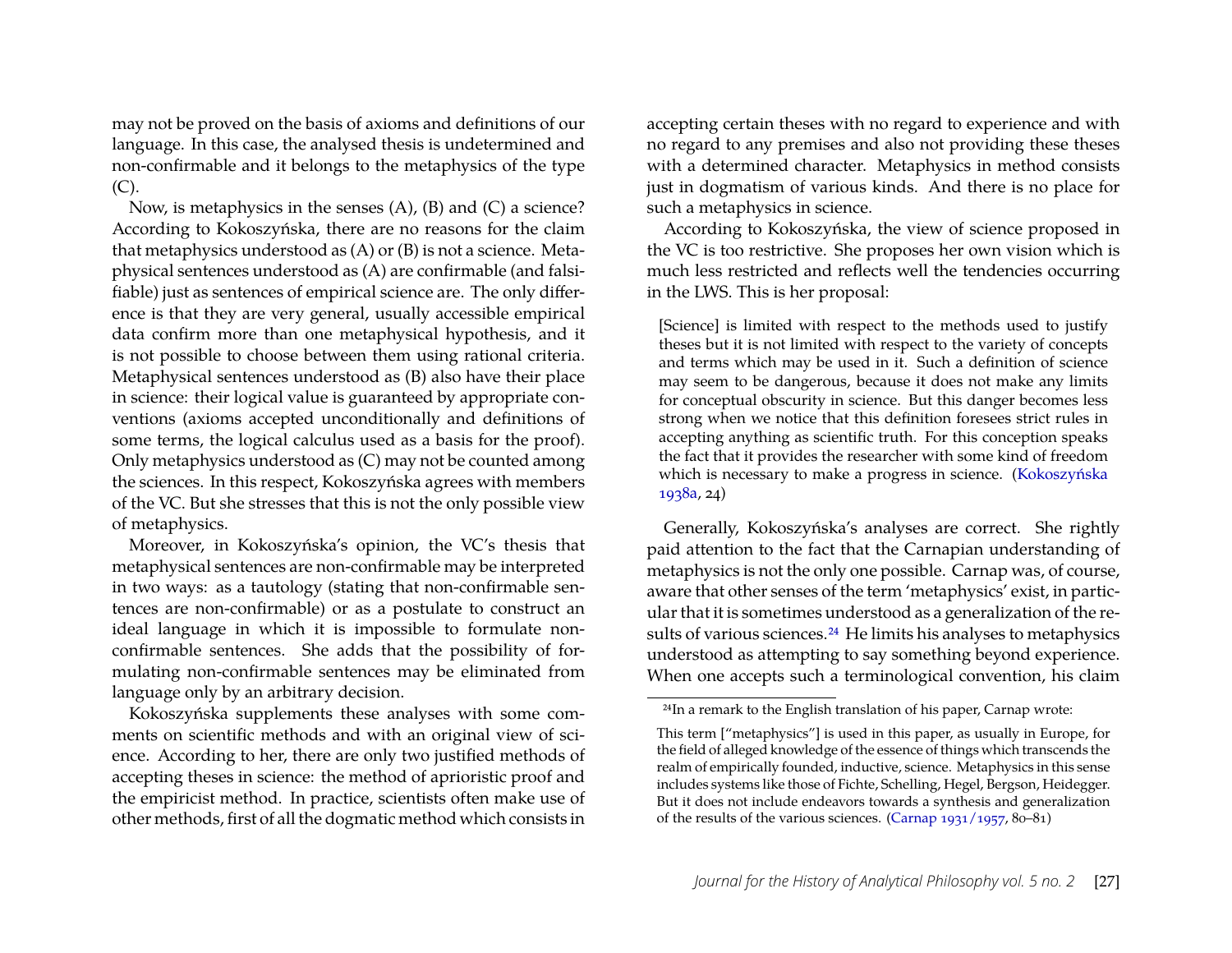may not be proved on the basis of axioms and definitions of our language. In this case, the analysed thesis is undetermined and non-confirmable and it belongs to the metaphysics of the type (C).

Now, is metaphysics in the senses (A), (B) and (C) a science? According to Kokoszyńska, there are no reasons for the claim that metaphysics understood as (A) or (B) is not a science. Metaphysical sentences understood as (A) are confirmable (and falsifiable) just as sentences of empirical science are. The only difference is that they are very general, usually accessible empirical data confirm more than one metaphysical hypothesis, and it is not possible to choose between them using rational criteria. Metaphysical sentences understood as (B) also have their place in science: their logical value is guaranteed by appropriate conventions (axioms accepted unconditionally and definitions of some terms, the logical calculus used as a basis for the proof). Only metaphysics understood as (C) may not be counted among the sciences. In this respect, Kokoszyńska agrees with members of the VC. But she stresses that this is not the only possible view of metaphysics.

Moreover, in Kokoszyńska's opinion, the VC's thesis that metaphysical sentences are non-confirmable may be interpreted in two ways: as a tautology (stating that non-confirmable sentences are non-confirmable) or as a postulate to construct an ideal language in which it is impossible to formulate non-confirmable sentences. She adds that the possibility of formulating non-confirmable sentences may be eliminated from language only by an arbitrary decision.

Kokoszyńska supplements these analyses with some comments on scientific methods and with an original view of science. According to her, there are only two justified methods of accepting theses in science: the method of aprioristic proof and the empiricist method. In practice, scientists often make use of other methods, first of all the dogmatic method which consists in accepting certain theses with no regard to experience and with no regard to any premises and also not providing these theses with a determined character. Metaphysics in method consists just in dogmatism of various kinds. And there is no place for such a metaphysics in science.

According to Kokoszyńska, the view of science proposed in the VC is too restrictive. She proposes her own vision which is much less restricted and reflects well the tendencies occurring in the LWS. This is her proposal:

> [Science] is limited with respect to the methods used to justify theses but it is not limited with respect to the variety of concepts and terms which may be used in it. Such a definition of science may seem to be dangerous, because it does not make any limits for conceptual obscurity in science. But this danger becomes less strong when we notice that this definition foresees strict rules in accepting anything as scientific truth. For this conception speaks the fact that it provides the researcher with some kind of freedom which is necessary to make a progress in science. (Kokoszyńska 1938a, 24)

Generally, Kokoszyńska's analyses are correct. She rightly paid attention to the fact that the Carnapian understanding of metaphysics is not the only one possible. Carnap was, of course, aware that other senses of the term 'metaphysics' exist, in particular that it is sometimes understood as a generalization of the results of various sciences.[24] He limits his analyses to metaphysics understood as attempting to say something beyond experience. When one accepts such a terminological convention, his claim

---

[24] In a remark to the English translation of his paper, Carnap wrote:

> This term ["metaphysics"] is used in this paper, as usually in Europe, for the field of alleged knowledge of the essence of things which transcends the realm of empirically founded, inductive, science. Metaphysics in this sense includes systems like those of Fichte, Schelling, Hegel, Bergson, Heidegger. But it does not include endeavors towards a synthesis and generalization of the results of the various sciences. (Carnap 1931/1957, 80–81)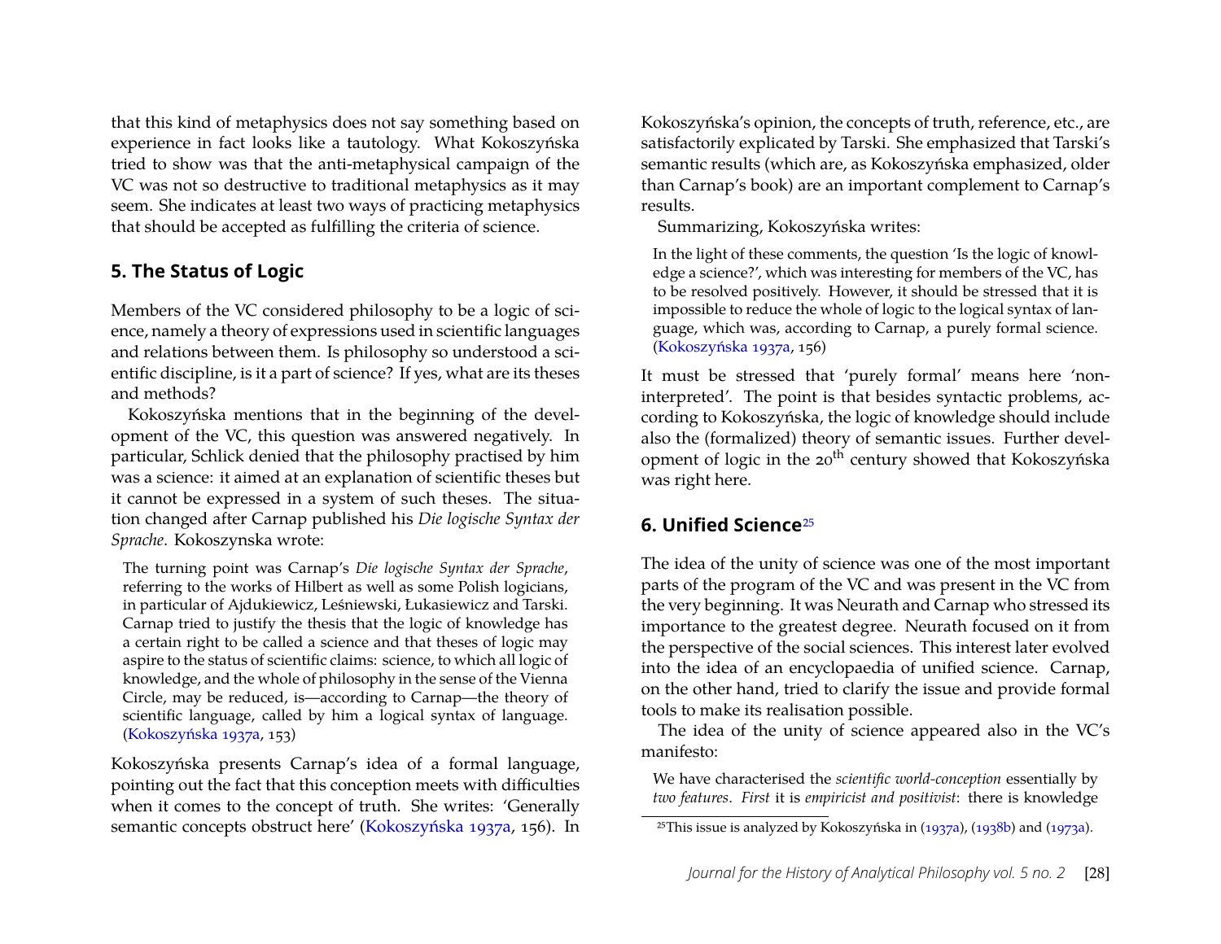that this kind of metaphysics does not say something based on experience in fact looks like a tautology. What Kokoszyńska tried to show was that the anti-metaphysical campaign of the VC was not so destructive to traditional metaphysics as it may seem. She indicates at least two ways of practicing metaphysics that should be accepted as fulfilling the criteria of science.

## 5. The Status of Logic

Members of the VC considered philosophy to be a logic of science, namely a theory of expressions used in scientific languages and relations between them. Is philosophy so understood a scientific discipline, is it a part of science? If yes, what are its theses and methods?

Kokoszyńska mentions that in the beginning of the development of the VC, this question was answered negatively. In particular, Schlick denied that the philosophy practised by him was a science: it aimed at an explanation of scientific theses but it cannot be expressed in a system of such theses. The situation changed after Carnap published his *Die logische Syntax der Sprache*. Kokoszynska wrote:

> The turning point was Carnap's *Die logische Syntax der Sprache*, referring to the works of Hilbert as well as some Polish logicians, in particular of Ajdukiewicz, Leśniewski, Łukasiewicz and Tarski. Carnap tried to justify the thesis that the logic of knowledge has a certain right to be called a science and that theses of logic may aspire to the status of scientific claims: science, to which all logic of knowledge, and the whole of philosophy in the sense of the Vienna Circle, may be reduced, is—according to Carnap—the theory of scientific language, called by him a logical syntax of language. (Kokoszyńska 1937a, 153)

Kokoszyńska presents Carnap's idea of a formal language, pointing out the fact that this conception meets with difficulties when it comes to the concept of truth. She writes: 'Generally semantic concepts obstruct here' (Kokoszyńska 1937a, 156). In Kokoszyńska's opinion, the concepts of truth, reference, etc., are satisfactorily explicated by Tarski. She emphasized that Tarski's semantic results (which are, as Kokoszyńska emphasized, older than Carnap's book) are an important complement to Carnap's results.

Summarizing, Kokoszyńska writes:

> In the light of these comments, the question 'Is the logic of knowledge a science?', which was interesting for members of the VC, has to be resolved positively. However, it should be stressed that it is impossible to reduce the whole of logic to the logical syntax of language, which was, according to Carnap, a purely formal science. (Kokoszyńska 1937a, 156)

It must be stressed that 'purely formal' means here 'non-interpreted'. The point is that besides syntactic problems, according to Kokoszyńska, the logic of knowledge should include also the (formalized) theory of semantic issues. Further development of logic in the 20th century showed that Kokoszyńska was right here.

## 6. Unified Science[25]

The idea of the unity of science was one of the most important parts of the program of the VC and was present in the VC from the very beginning. It was Neurath and Carnap who stressed its importance to the greatest degree. Neurath focused on it from the perspective of the social sciences. This interest later evolved into the idea of an encyclopaedia of unified science. Carnap, on the other hand, tried to clarify the issue and provide formal tools to make its realisation possible.

The idea of the unity of science appeared also in the VC's manifesto:

> We have characterised the *scientific world-conception* essentially by *two features*. *First* it is *empiricist and positivist*: there is knowledge

[25] This issue is analyzed by Kokoszyńska in (1937a), (1938b) and (1973a).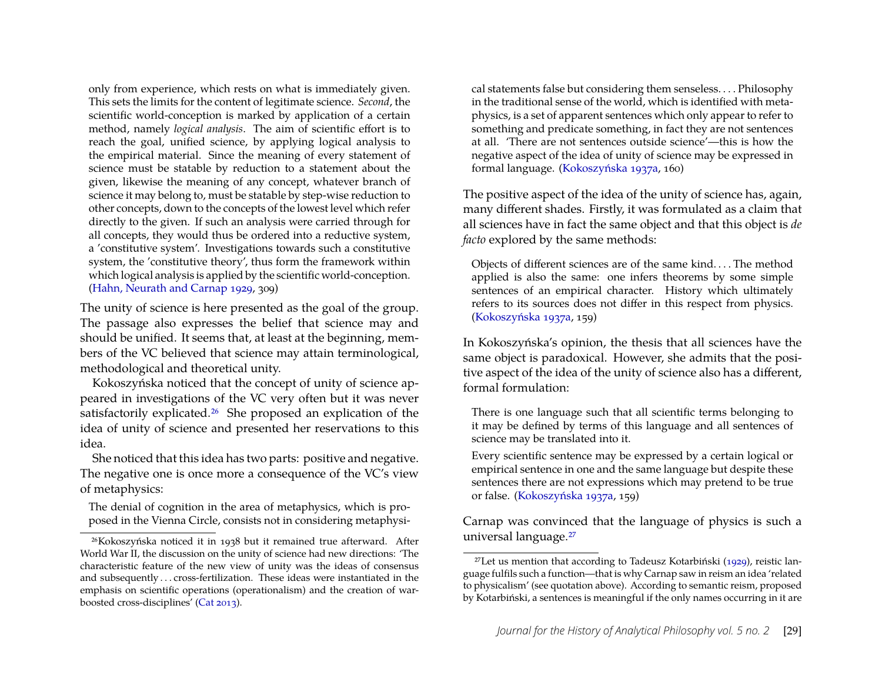> only from experience, which rests on what is immediately given. This sets the limits for the content of legitimate science. *Second*, the scientific world-conception is marked by application of a certain method, namely *logical analysis*. The aim of scientific effort is to reach the goal, unified science, by applying logical analysis to the empirical material. Since the meaning of every statement of science must be statable by reduction to a statement about the given, likewise the meaning of any concept, whatever branch of science it may belong to, must be statable by step-wise reduction to other concepts, down to the concepts of the lowest level which refer directly to the given. If such an analysis were carried through for all concepts, they would thus be ordered into a reductive system, a 'constitutive system'. Investigations towards such a constitutive system, the 'constitutive theory', thus form the framework within which logical analysis is applied by the scientific world-conception. (Hahn, Neurath and Carnap 1929, 309)

The unity of science is here presented as the goal of the group. The passage also expresses the belief that science may and should be unified. It seems that, at least at the beginning, members of the VC believed that science may attain terminological, methodological and theoretical unity.

Kokoszyńska noticed that the concept of unity of science appeared in investigations of the VC very often but it was never satisfactorily explicated.[26] She proposed an explication of the idea of unity of science and presented her reservations to this idea.

She noticed that this idea has two parts: positive and negative. The negative one is once more a consequence of the VC's view of metaphysics:

> The denial of cognition in the area of metaphysics, which is proposed in the Vienna Circle, consists not in considering metaphysical statements false but considering them senseless. . . . Philosophy in the traditional sense of the world, which is identified with metaphysics, is a set of apparent sentences which only appear to refer to something and predicate something, in fact they are not sentences at all. 'There are not sentences outside science'—this is how the negative aspect of the idea of unity of science may be expressed in formal language. (Kokoszyńska 1937a, 160)

The positive aspect of the idea of the unity of science has, again, many different shades. Firstly, it was formulated as a claim that all sciences have in fact the same object and that this object is *de facto* explored by the same methods:

> Objects of different sciences are of the same kind. . . . The method applied is also the same: one infers theorems by some simple sentences of an empirical character. History which ultimately refers to its sources does not differ in this respect from physics. (Kokoszyńska 1937a, 159)

In Kokoszyńska's opinion, the thesis that all sciences have the same object is paradoxical. However, she admits that the positive aspect of the idea of the unity of science also has a different, formal formulation:

> There is one language such that all scientific terms belonging to it may be defined by terms of this language and all sentences of science may be translated into it.
>
> Every scientific sentence may be expressed by a certain logical or empirical sentence in one and the same language but despite these sentences there are not expressions which may pretend to be true or false. (Kokoszyńska 1937a, 159)

Carnap was convinced that the language of physics is such a universal language.[27]

---

[26] Kokoszyńska noticed it in 1938 but it remained true afterward. After World War II, the discussion on the unity of science had new directions: 'The characteristic feature of the new view of unity was the ideas of consensus and subsequently . . . cross-fertilization. These ideas were instantiated in the emphasis on scientific operations (operationalism) and the creation of war-boosted cross-disciplines' (Cat 2013).

[27] Let us mention that according to Tadeusz Kotarbiński (1929), reistic language fulfils such a function—that is why Carnap saw in reism an idea 'related to physicalism' (see quotation above). According to semantic reism, proposed by Kotarbiński, a sentences is meaningful if the only names occurring in it are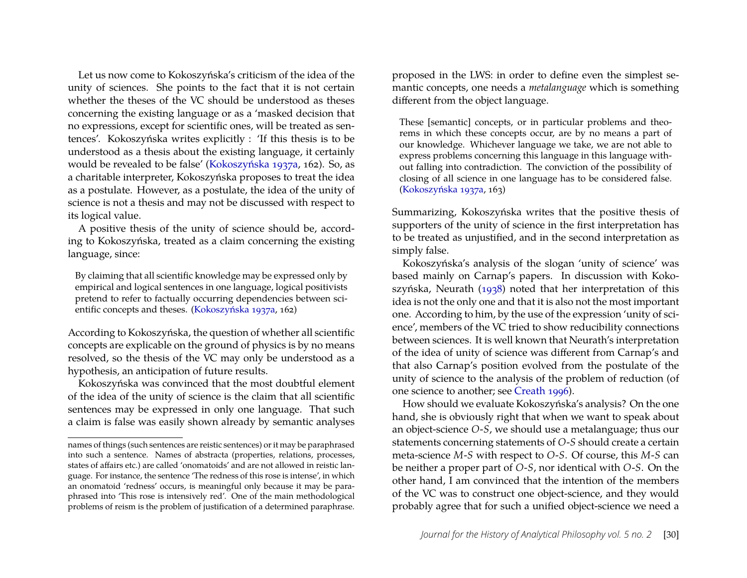Let us now come to Kokoszyńska's criticism of the idea of the unity of sciences. She points to the fact that it is not certain whether the theses of the VC should be understood as theses concerning the existing language or as a 'masked decision that no expressions, except for scientific ones, will be treated as sentences'. Kokoszyńska writes explicitly : 'If this thesis is to be understood as a thesis about the existing language, it certainly would be revealed to be false' (Kokoszyńska 1937a, 162). So, as a charitable interpreter, Kokoszyńska proposes to treat the idea as a postulate. However, as a postulate, the idea of the unity of science is not a thesis and may not be discussed with respect to its logical value.

A positive thesis of the unity of science should be, according to Kokoszyńska, treated as a claim concerning the existing language, since:

> By claiming that all scientific knowledge may be expressed only by empirical and logical sentences in one language, logical positivists pretend to refer to factually occurring dependencies between scientific concepts and theses. (Kokoszyńska 1937a, 162)

According to Kokoszyńska, the question of whether all scientific concepts are explicable on the ground of physics is by no means resolved, so the thesis of the VC may only be understood as a hypothesis, an anticipation of future results.

Kokoszyńska was convinced that the most doubtful element of the idea of the unity of science is the claim that all scientific sentences may be expressed in only one language. That such a claim is false was easily shown already by semantic analyses proposed in the LWS: in order to define even the simplest semantic concepts, one needs a *metalanguage* which is something different from the object language.

> These [semantic] concepts, or in particular problems and theorems in which these concepts occur, are by no means a part of our knowledge. Whichever language we take, we are not able to express problems concerning this language in this language without falling into contradiction. The conviction of the possibility of closing of all science in one language has to be considered false. (Kokoszyńska 1937a, 163)

Summarizing, Kokoszyńska writes that the positive thesis of supporters of the unity of science in the first interpretation has to be treated as unjustified, and in the second interpretation as simply false.

Kokoszyńska's analysis of the slogan 'unity of science' was based mainly on Carnap's papers. In discussion with Kokoszyńska, Neurath (1938) noted that her interpretation of this idea is not the only one and that it is also not the most important one. According to him, by the use of the expression 'unity of science', members of the VC tried to show reducibility connections between sciences. It is well known that Neurath's interpretation of the idea of unity of science was different from Carnap's and that also Carnap's position evolved from the postulate of the unity of science to the analysis of the problem of reduction (of one science to another; see Creath 1996).

How should we evaluate Kokoszyńska's analysis? On the one hand, she is obviously right that when we want to speak about an object-science *O-S*, we should use a metalanguage; thus our statements concerning statements of *O-S* should create a certain meta-science *M-S* with respect to *O-S*. Of course, this *M-S* can be neither a proper part of *O-S*, nor identical with *O-S*. On the other hand, I am convinced that the intention of the members of the VC was to construct one object-science, and they would probably agree that for such a unified object-science we need a

names of things (such sentences are reistic sentences) or it may be paraphrased into such a sentence. Names of abstracta (properties, relations, processes, states of affairs etc.) are called 'onomatoids' and are not allowed in reistic language. For instance, the sentence 'The redness of this rose is intense', in which an onomatoid 'redness' occurs, is meaningful only because it may be paraphrased into 'This rose is intensively red'. One of the main methodological problems of reism is the problem of justification of a determined paraphrase.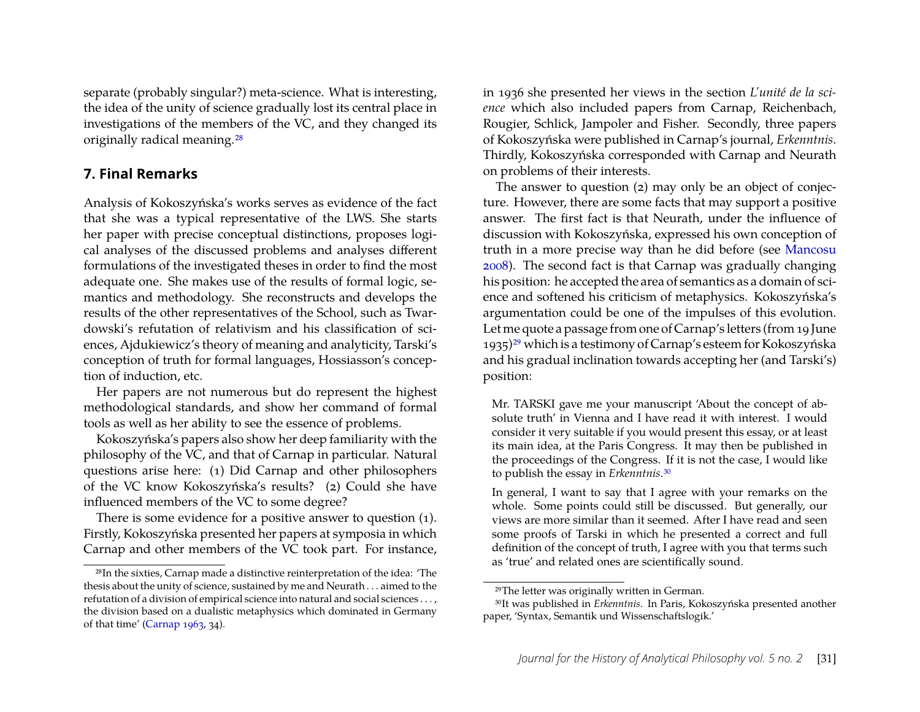separate (probably singular?) meta-science. What is interesting, the idea of the unity of science gradually lost its central place in investigations of the members of the VC, and they changed its originally radical meaning.[28]

## 7. Final Remarks

Analysis of Kokoszyńska's works serves as evidence of the fact that she was a typical representative of the LWS. She starts her paper with precise conceptual distinctions, proposes logical analyses of the discussed problems and analyses different formulations of the investigated theses in order to find the most adequate one. She makes use of the results of formal logic, semantics and methodology. She reconstructs and develops the results of the other representatives of the School, such as Twardowski's refutation of relativism and his classification of sciences, Ajdukiewicz's theory of meaning and analyticity, Tarski's conception of truth for formal languages, Hossiasson's conception of induction, etc.

Her papers are not numerous but do represent the highest methodological standards, and show her command of formal tools as well as her ability to see the essence of problems.

Kokoszyńska's papers also show her deep familiarity with the philosophy of the VC, and that of Carnap in particular. Natural questions arise here: (1) Did Carnap and other philosophers of the VC know Kokoszyńska's results? (2) Could she have influenced members of the VC to some degree?

There is some evidence for a positive answer to question (1). Firstly, Kokoszyńska presented her papers at symposia in which Carnap and other members of the VC took part. For instance, in 1936 she presented her views in the section *L'unité de la science* which also included papers from Carnap, Reichenbach, Rougier, Schlick, Jampoler and Fisher. Secondly, three papers of Kokoszyńska were published in Carnap's journal, *Erkenntnis*. Thirdly, Kokoszyńska corresponded with Carnap and Neurath on problems of their interests.

The answer to question (2) may only be an object of conjecture. However, there are some facts that may support a positive answer. The first fact is that Neurath, under the influence of discussion with Kokoszyńska, expressed his own conception of truth in a more precise way than he did before (see Mancosu 2008). The second fact is that Carnap was gradually changing his position: he accepted the area of semantics as a domain of science and softened his criticism of metaphysics. Kokoszyńska's argumentation could be one of the impulses of this evolution. Let me quote a passage from one of Carnap's letters (from 19 June 1935)[29] which is a testimony of Carnap's esteem for Kokoszyńska and his gradual inclination towards accepting her (and Tarski's) position:

> Mr. TARSKI gave me your manuscript 'About the concept of absolute truth' in Vienna and I have read it with interest. I would consider it very suitable if you would present this essay, or at least its main idea, at the Paris Congress. It may then be published in the proceedings of the Congress. If it is not the case, I would like to publish the essay in *Erkenntnis*.[30]
>
> In general, I want to say that I agree with your remarks on the whole. Some points could still be discussed. But generally, our views are more similar than it seemed. After I have read and seen some proofs of Tarski in which he presented a correct and full definition of the concept of truth, I agree with you that terms such as 'true' and related ones are scientifically sound.

[28] In the sixties, Carnap made a distinctive reinterpretation of the idea: 'The thesis about the unity of science, sustained by me and Neurath . . . aimed to the refutation of a division of empirical science into natural and social sciences . . . , the division based on a dualistic metaphysics which dominated in Germany of that time' (Carnap 1963, 34).

[29] The letter was originally written in German.

[30] It was published in *Erkenntnis*. In Paris, Kokoszyńska presented another paper, 'Syntax, Semantik und Wissenschaftslogik.'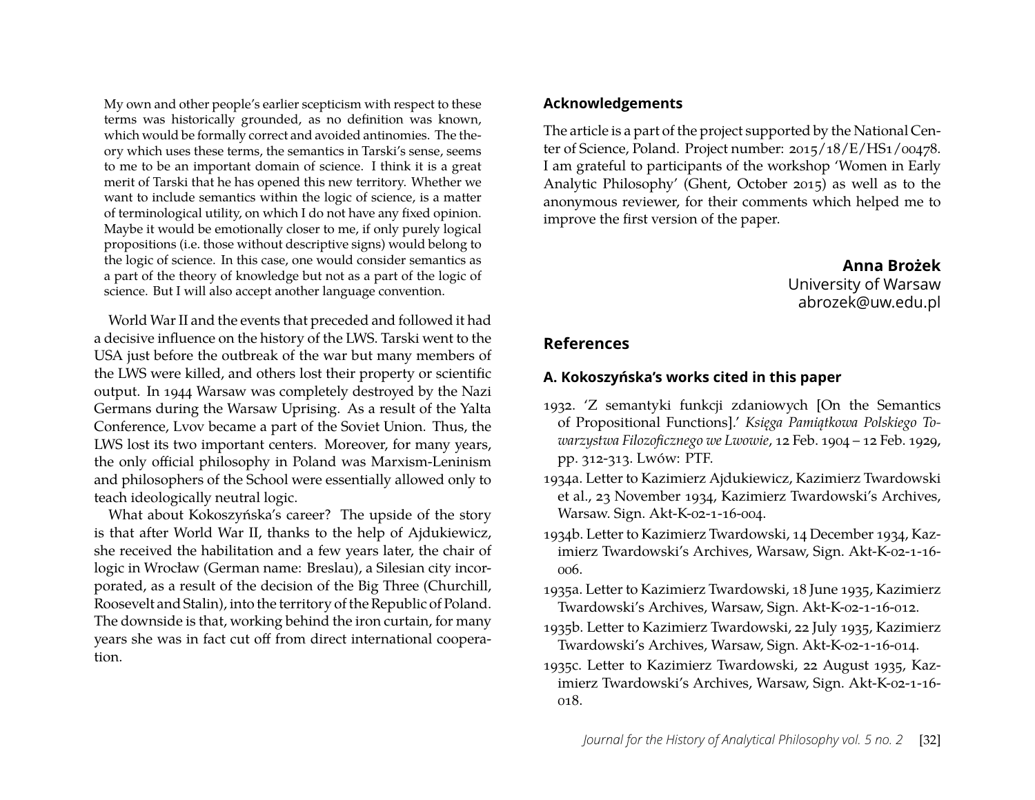> My own and other people's earlier scepticism with respect to these terms was historically grounded, as no definition was known, which would be formally correct and avoided antinomies. The theory which uses these terms, the semantics in Tarski's sense, seems to me to be an important domain of science. I think it is a great merit of Tarski that he has opened this new territory. Whether we want to include semantics within the logic of science, is a matter of terminological utility, on which I do not have any fixed opinion. Maybe it would be emotionally closer to me, if only purely logical propositions (i.e. those without descriptive signs) would belong to the logic of science. In this case, one would consider semantics as a part of the theory of knowledge but not as a part of the logic of science. But I will also accept another language convention.

World War II and the events that preceded and followed it had a decisive influence on the history of the LWS. Tarski went to the USA just before the outbreak of the war but many members of the LWS were killed, and others lost their property or scientific output. In 1944 Warsaw was completely destroyed by the Nazi Germans during the Warsaw Uprising. As a result of the Yalta Conference, Lvov became a part of the Soviet Union. Thus, the LWS lost its two important centers. Moreover, for many years, the only official philosophy in Poland was Marxism-Leninism and philosophers of the School were essentially allowed only to teach ideologically neutral logic.

What about Kokoszyńska's career? The upside of the story is that after World War II, thanks to the help of Ajdukiewicz, she received the habilitation and a few years later, the chair of logic in Wrocław (German name: Breslau), a Silesian city incorporated, as a result of the decision of the Big Three (Churchill, Roosevelt and Stalin), into the territory of the Republic of Poland. The downside is that, working behind the iron curtain, for many years she was in fact cut off from direct international cooperation.

## Acknowledgements

The article is a part of the project supported by the National Center of Science, Poland. Project number: 2015/18/E/HS1/00478. I am grateful to participants of the workshop 'Women in Early Analytic Philosophy' (Ghent, October 2015) as well as to the anonymous reviewer, for their comments which helped me to improve the first version of the paper.

**Anna Brożek**
University of Warsaw
abrozek@uw.edu.pl

## References

### A. Kokoszyńska's works cited in this paper

1932. 'Z semantyki funkcji zdaniowych [On the Semantics of Propositional Functions].' *Księga Pamiątkowa Polskiego Towarzystwa Filozoficznego we Lwowie*, 12 Feb. 1904 – 12 Feb. 1929, pp. 312-313. Lwów: PTF.

1934a. Letter to Kazimierz Ajdukiewicz, Kazimierz Twardowski et al., 23 November 1934, Kazimierz Twardowski's Archives, Warsaw. Sign. Akt-K-02-1-16-004.

1934b. Letter to Kazimierz Twardowski, 14 December 1934, Kazimierz Twardowski's Archives, Warsaw, Sign. Akt-K-02-1-16-006.

1935a. Letter to Kazimierz Twardowski, 18 June 1935, Kazimierz Twardowski's Archives, Warsaw, Sign. Akt-K-02-1-16-012.

1935b. Letter to Kazimierz Twardowski, 22 July 1935, Kazimierz Twardowski's Archives, Warsaw, Sign. Akt-K-02-1-16-014.

1935c. Letter to Kazimierz Twardowski, 22 August 1935, Kazimierz Twardowski's Archives, Warsaw, Sign. Akt-K-02-1-16-018.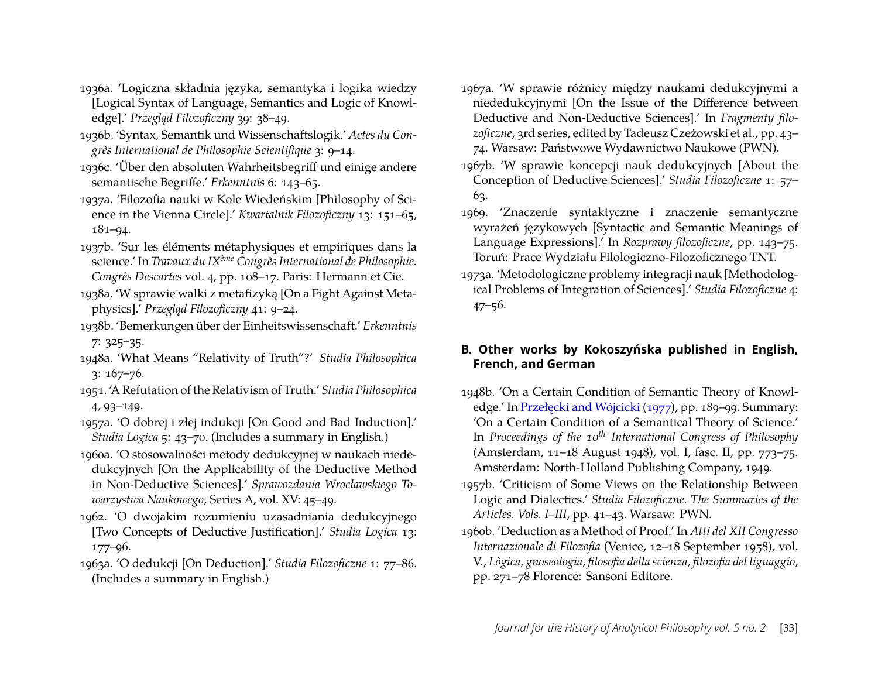1936a. 'Logiczna składnia języka, semantyka i logika wiedzy [Logical Syntax of Language, Semantics and Logic of Knowledge].' *Przegląd Filozoficzny* 39: 38–49.

1936b. 'Syntax, Semantik und Wissenschaftslogik.' *Actes du Congrès International de Philosophie Scientifique* 3: 9–14.

1936c. 'Über den absoluten Wahrheitsbegriff und einige andere semantische Begriffe.' *Erkenntnis* 6: 143–65.

1937a. 'Filozofia nauki w Kole Wiedeńskim [Philosophy of Science in the Vienna Circle].' *Kwartalnik Filozoficzny* 13: 151–65, 181–94.

1937b. 'Sur les éléments métaphysiques et empiriques dans la science.' In *Travaux du IXème Congrès International de Philosophie. Congrès Descartes* vol. 4, pp. 108–17. Paris: Hermann et Cie.

1938a. 'W sprawie walki z metafizyką [On a Fight Against Metaphysics].' *Przegląd Filozoficzny* 41: 9–24.

1938b. 'Bemerkungen über der Einheitswissenschaft.' *Erkenntnis* 7: 325–35.

1948a. 'What Means "Relativity of Truth"?' *Studia Philosophica* 3: 167–76.

1951. 'A Refutation of the Relativism of Truth.' *Studia Philosophica* 4, 93–149.

1957a. 'O dobrej i złej indukcji [On Good and Bad Induction].' *Studia Logica* 5: 43–70. (Includes a summary in English.)

1960a. 'O stosowalności metody dedukcyjnej w naukach niededukcyjnych [On the Applicability of the Deductive Method in Non-Deductive Sciences].' *Sprawozdania Wrocławskiego Towarzystwa Naukowego*, Series A, vol. XV: 45–49.

1962. 'O dwojakim rozumieniu uzasadniania dedukcyjnego [Two Concepts of Deductive Justification].' *Studia Logica* 13: 177–96.

1963a. 'O dedukcji [On Deduction].' *Studia Filozoficzne* 1: 77–86. (Includes a summary in English.)

1967a. 'W sprawie różnicy między naukami dedukcyjnymi a niededukcyjnymi [On the Issue of the Difference between Deductive and Non-Deductive Sciences].' In *Fragmenty filozoficzne*, 3rd series, edited by Tadeusz Czeżowski et al., pp. 43–74. Warsaw: Państwowe Wydawnictwo Naukowe (PWN).

1967b. 'W sprawie koncepcji nauk dedukcyjnych [About the Conception of Deductive Sciences].' *Studia Filozoficzne* 1: 57–63.

1969. 'Znaczenie syntaktyczne i znaczenie semantyczne wyrażeń językowych [Syntactic and Semantic Meanings of Language Expressions].' In *Rozprawy filozoficzne*, pp. 143–75. Toruń: Prace Wydziału Filologiczno-Filozoficznego TNT.

1973a. 'Metodologiczne problemy integracji nauk [Methodological Problems of Integration of Sciences].' *Studia Filozoficzne* 4: 47–56.

### B. Other works by Kokoszyńska published in English, French, and German

1948b. 'On a Certain Condition of Semantic Theory of Knowledge.' In Przełęcki and Wójcicki (1977), pp. 189–99. Summary: 'On a Certain Condition of a Semantical Theory of Science.' In *Proceedings of the 10th International Congress of Philosophy* (Amsterdam, 11–18 August 1948), vol. I, fasc. II, pp. 773–75. Amsterdam: North-Holland Publishing Company, 1949.

1957b. 'Criticism of Some Views on the Relationship Between Logic and Dialectics.' *Studia Filozoficzne. The Summaries of the Articles. Vols. I–III*, pp. 41–43. Warsaw: PWN.

1960b. 'Deduction as a Method of Proof.' In *Atti del XII Congresso Internazionale di Filozofia* (Venice, 12–18 September 1958), vol. V., *Lògica, gnoseologia, filosofia della scienza, filozofia del liguaggio*, pp. 271–78 Florence: Sansoni Editore.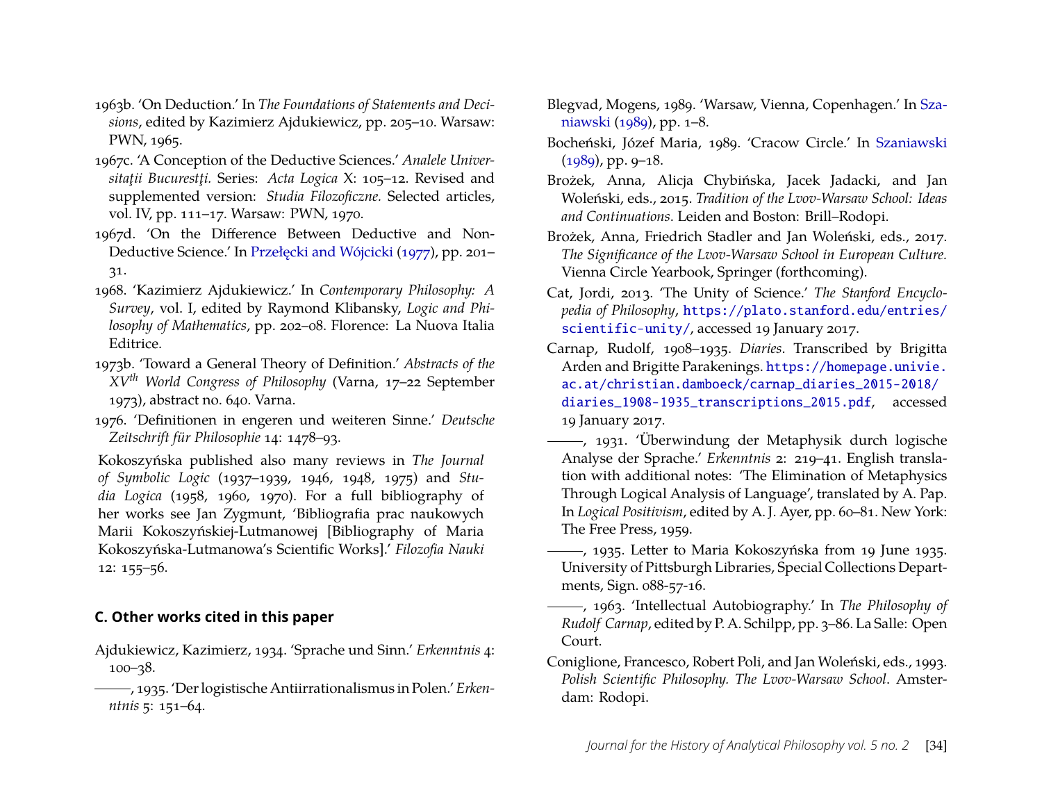1963b. 'On Deduction.' In *The Foundations of Statements and Decisions*, edited by Kazimierz Ajdukiewicz, pp. 205–10. Warsaw: PWN, 1965.

1967c. 'A Conception of the Deductive Sciences.' *Analele Universitații Bucurestți.* Series: *Acta Logica* X: 105–12. Revised and supplemented version: *Studia Filozoficzne.* Selected articles, vol. IV, pp. 111–17. Warsaw: PWN, 1970.

1967d. 'On the Difference Between Deductive and Non-Deductive Science.' In Przełęcki and Wójcicki (1977), pp. 201–31.

1968. 'Kazimierz Ajdukiewicz.' In *Contemporary Philosophy: A Survey*, vol. I, edited by Raymond Klibansky, *Logic and Philosophy of Mathematics*, pp. 202–08. Florence: La Nuova Italia Editrice.

1973b. 'Toward a General Theory of Definition.' *Abstracts of the XV$^{th}$ World Congress of Philosophy* (Varna, 17–22 September 1973), abstract no. 640. Varna.

1976. 'Definitionen in engeren und weiteren Sinne.' *Deutsche Zeitschrift für Philosophie* 14: 1478–93.

Kokoszyńska published also many reviews in *The Journal of Symbolic Logic* (1937–1939, 1946, 1948, 1975) and *Studia Logica* (1958, 1960, 1970). For a full bibliography of her works see Jan Zygmunt, 'Bibliografia prac naukowych Marii Kokoszyńskiej-Lutmanowej [Bibliography of Maria Kokoszyńska-Lutmanowa's Scientific Works].' *Filozofia Nauki* 12: 155–56.

### C. Other works cited in this paper

Ajdukiewicz, Kazimierz, 1934. 'Sprache und Sinn.' *Erkenntnis* 4: 100–38.

———, 1935. 'Der logistische Antiirrationalismus in Polen.' *Erkenntnis* 5: 151–64.

Blegvad, Mogens, 1989. 'Warsaw, Vienna, Copenhagen.' In Szaniawski (1989), pp. 1–8.

Bocheński, Józef Maria, 1989. 'Cracow Circle.' In Szaniawski (1989), pp. 9–18.

Brożek, Anna, Alicja Chybińska, Jacek Jadacki, and Jan Woleński, eds., 2015. *Tradition of the Lvov-Warsaw School: Ideas and Continuations*. Leiden and Boston: Brill–Rodopi.

Brożek, Anna, Friedrich Stadler and Jan Woleński, eds., 2017. *The Significance of the Lvov-Warsaw School in European Culture.* Vienna Circle Yearbook, Springer (forthcoming).

Cat, Jordi, 2013. 'The Unity of Science.' *The Stanford Encyclopedia of Philosophy*, https://plato.stanford.edu/entries/scientific-unity/, accessed 19 January 2017.

Carnap, Rudolf, 1908–1935. *Diaries*. Transcribed by Brigitta Arden and Brigitte Parakenings. https://homepage.univie.ac.at/christian.damboeck/carnap_diaries_2015-2018/diaries_1908-1935_transcriptions_2015.pdf, accessed 19 January 2017.

———, 1931. 'Überwindung der Metaphysik durch logische Analyse der Sprache.' *Erkenntnis* 2: 219–41. English translation with additional notes: 'The Elimination of Metaphysics Through Logical Analysis of Language', translated by A. Pap. In *Logical Positivism*, edited by A. J. Ayer, pp. 60–81. New York: The Free Press, 1959.

———, 1935. Letter to Maria Kokoszyńska from 19 June 1935. University of Pittsburgh Libraries, Special Collections Departments, Sign. 088-57-16.

———, 1963. 'Intellectual Autobiography.' In *The Philosophy of Rudolf Carnap*, edited by P. A. Schilpp, pp. 3–86. La Salle: Open Court.

Coniglione, Francesco, Robert Poli, and Jan Woleński, eds., 1993. *Polish Scientific Philosophy. The Lvov-Warsaw School*. Amsterdam: Rodopi.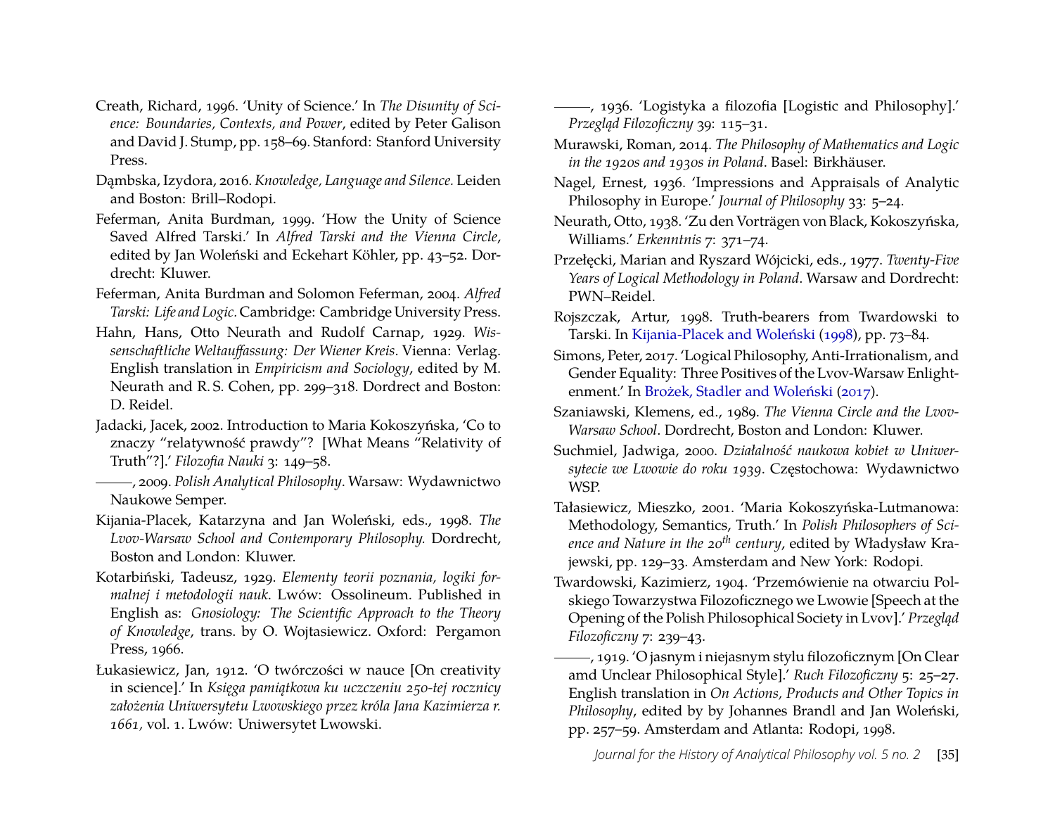Creath, Richard, 1996. 'Unity of Science.' In *The Disunity of Science: Boundaries, Contexts, and Power*, edited by Peter Galison and David J. Stump, pp. 158–69. Stanford: Stanford University Press.

Dąmbska, Izydora, 2016. *Knowledge, Language and Silence.* Leiden and Boston: Brill–Rodopi.

Feferman, Anita Burdman, 1999. 'How the Unity of Science Saved Alfred Tarski.' In *Alfred Tarski and the Vienna Circle*, edited by Jan Woleński and Eckehart Köhler, pp. 43–52. Dordrecht: Kluwer.

Feferman, Anita Burdman and Solomon Feferman, 2004. *Alfred Tarski: Life and Logic.* Cambridge: Cambridge University Press.

Hahn, Hans, Otto Neurath and Rudolf Carnap, 1929. *Wissenschaftliche Weltauffassung: Der Wiener Kreis*. Vienna: Verlag. English translation in *Empiricism and Sociology*, edited by M. Neurath and R. S. Cohen, pp. 299–318. Dordrect and Boston: D. Reidel.

Jadacki, Jacek, 2002. Introduction to Maria Kokoszyńska, 'Co to znaczy "relatywność prawdy"? [What Means "Relativity of Truth"?].' *Filozofia Nauki* 3: 149–58.

———, 2009. *Polish Analytical Philosophy*. Warsaw: Wydawnictwo Naukowe Semper.

Kijania-Placek, Katarzyna and Jan Woleński, eds., 1998. *The Lvov-Warsaw School and Contemporary Philosophy.* Dordrecht, Boston and London: Kluwer.

Kotarbiński, Tadeusz, 1929. *Elementy teorii poznania, logiki formalnej i metodologii nauk*. Lwów: Ossolineum. Published in English as: *Gnosiology: The Scientific Approach to the Theory of Knowledge*, trans. by O. Wojtasiewicz. Oxford: Pergamon Press, 1966.

Łukasiewicz, Jan, 1912. 'O twórczości w nauce [On creativity in science].' In *Księga pamiątkowa ku uczczeniu 250-tej rocznicy założenia Uniwersytetu Lwowskiego przez króla Jana Kazimierza r. 1661*, vol. 1. Lwów: Uniwersytet Lwowski.

———, 1936. 'Logistyka a filozofia [Logistic and Philosophy].' *Przegląd Filozoficzny* 39: 115–31.

Murawski, Roman, 2014. *The Philosophy of Mathematics and Logic in the 1920s and 1930s in Poland*. Basel: Birkhäuser.

Nagel, Ernest, 1936. 'Impressions and Appraisals of Analytic Philosophy in Europe.' *Journal of Philosophy* 33: 5–24.

Neurath, Otto, 1938. 'Zu den Vorträgen von Black, Kokoszyńska, Williams.' *Erkenntnis* 7: 371–74.

Przełęcki, Marian and Ryszard Wójcicki, eds., 1977. *Twenty-Five Years of Logical Methodology in Poland*. Warsaw and Dordrecht: PWN–Reidel.

Rojszczak, Artur, 1998. Truth-bearers from Twardowski to Tarski. In Kijania-Placek and Woleński (1998), pp. 73–84.

Simons, Peter, 2017. 'Logical Philosophy, Anti-Irrationalism, and Gender Equality: Three Positives of the Lvov-Warsaw Enlightenment.' In Brożek, Stadler and Woleński (2017).

Szaniawski, Klemens, ed., 1989. *The Vienna Circle and the Lvov-Warsaw School*. Dordrecht, Boston and London: Kluwer.

Suchmiel, Jadwiga, 2000. *Działalność naukowa kobiet w Uniwersytecie we Lwowie do roku 1939*. Częstochowa: Wydawnictwo WSP.

Tałasiewicz, Mieszko, 2001. 'Maria Kokoszyńska-Lutmanowa: Methodology, Semantics, Truth.' In *Polish Philosophers of Science and Nature in the 20th century*, edited by Władysław Krajewski, pp. 129–33. Amsterdam and New York: Rodopi.

Twardowski, Kazimierz, 1904. 'Przemówienie na otwarciu Polskiego Towarzystwa Filozoficznego we Lwowie [Speech at the Opening of the Polish Philosophical Society in Lvov].' *Przegląd Filozoficzny* 7: 239–43.

———, 1919. 'O jasnym i niejasnym stylu filozoficznym [On Clear amd Unclear Philosophical Style].' *Ruch Filozoficzny* 5: 25–27. English translation in *On Actions, Products and Other Topics in Philosophy*, edited by by Johannes Brandl and Jan Woleński, pp. 257–59. Amsterdam and Atlanta: Rodopi, 1998.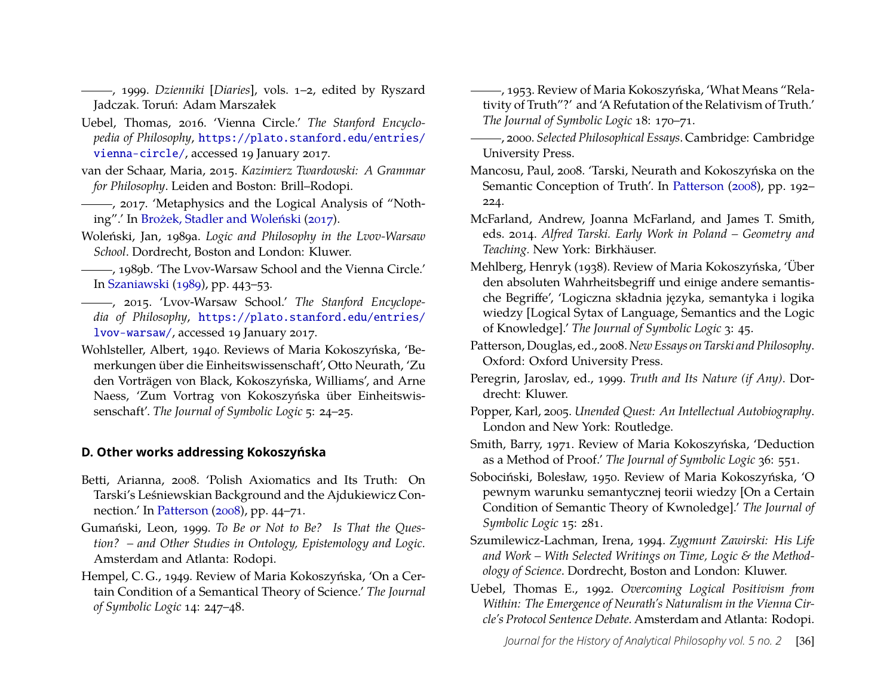———, 1999. *Dzienniki* [*Diaries*], vols. 1–2, edited by Ryszard Jadczak. Toruń: Adam Marszałek

Uebel, Thomas, 2016. 'Vienna Circle.' *The Stanford Encyclopedia of Philosophy*, https://plato.stanford.edu/entries/vienna-circle/, accessed 19 January 2017.

van der Schaar, Maria, 2015. *Kazimierz Twardowski: A Grammar for Philosophy*. Leiden and Boston: Brill–Rodopi.

———, 2017. 'Metaphysics and the Logical Analysis of "Nothing".' In Brożek, Stadler and Woleński (2017).

Woleński, Jan, 1989a. *Logic and Philosophy in the Lvov-Warsaw School*. Dordrecht, Boston and London: Kluwer.

———, 1989b. 'The Lvov-Warsaw School and the Vienna Circle.' In Szaniawski (1989), pp. 443–53.

———, 2015. 'Lvov-Warsaw School.' *The Stanford Encyclopedia of Philosophy*, https://plato.stanford.edu/entries/lvov-warsaw/, accessed 19 January 2017.

Wohlsteller, Albert, 1940. Reviews of Maria Kokoszyńska, 'Bemerkungen über die Einheitswissenschaft', Otto Neurath, 'Zu den Vorträgen von Black, Kokoszyńska, Williams', and Arne Naess, 'Zum Vortrag von Kokoszyńska über Einheitswissenschaft'. *The Journal of Symbolic Logic* 5: 24–25.

### D. Other works addressing Kokoszyńska

Betti, Arianna, 2008. 'Polish Axiomatics and Its Truth: On Tarski's Leśniewskian Background and the Ajdukiewicz Connection.' In Patterson (2008), pp. 44–71.

Gumański, Leon, 1999. *To Be or Not to Be? Is That the Question? – and Other Studies in Ontology, Epistemology and Logic.* Amsterdam and Atlanta: Rodopi.

Hempel, C. G., 1949. Review of Maria Kokoszyńska, 'On a Certain Condition of a Semantical Theory of Science.' *The Journal of Symbolic Logic* 14: 247–48.

———, 1953. Review of Maria Kokoszyńska, 'What Means "Relativity of Truth"?' and 'A Refutation of the Relativism of Truth.' *The Journal of Symbolic Logic* 18: 170–71.

———, 2000. *Selected Philosophical Essays*. Cambridge: Cambridge University Press.

Mancosu, Paul, 2008. 'Tarski, Neurath and Kokoszyńska on the Semantic Conception of Truth'. In Patterson (2008), pp. 192–224.

McFarland, Andrew, Joanna McFarland, and James T. Smith, eds. 2014. *Alfred Tarski. Early Work in Poland – Geometry and Teaching.* New York: Birkhäuser.

Mehlberg, Henryk (1938). Review of Maria Kokoszyńska, 'Über den absoluten Wahrheitsbegriff und einige andere semantische Begriffe', 'Logiczna składnia języka, semantyka i logika wiedzy [Logical Sytax of Language, Semantics and the Logic of Knowledge].' *The Journal of Symbolic Logic* 3: 45.

Patterson, Douglas, ed., 2008. *New Essays on Tarski and Philosophy*. Oxford: Oxford University Press.

Peregrin, Jaroslav, ed., 1999. *Truth and Its Nature (if Any)*. Dordrecht: Kluwer.

Popper, Karl, 2005. *Unended Quest: An Intellectual Autobiography*. London and New York: Routledge.

Smith, Barry, 1971. Review of Maria Kokoszyńska, 'Deduction as a Method of Proof.' *The Journal of Symbolic Logic* 36: 551.

Sobociński, Bolesław, 1950. Review of Maria Kokoszyńska, 'O pewnym warunku semantycznej teorii wiedzy [On a Certain Condition of Semantic Theory of Kwnoledge].' *The Journal of Symbolic Logic* 15: 281.

Szumilewicz-Lachman, Irena, 1994. *Zygmunt Zawirski: His Life and Work – With Selected Writings on Time, Logic & the Methodology of Science*. Dordrecht, Boston and London: Kluwer.

Uebel, Thomas E., 1992. *Overcoming Logical Positivism from Within: The Emergence of Neurath's Naturalism in the Vienna Circle's Protocol Sentence Debate.* Amsterdam and Atlanta: Rodopi.